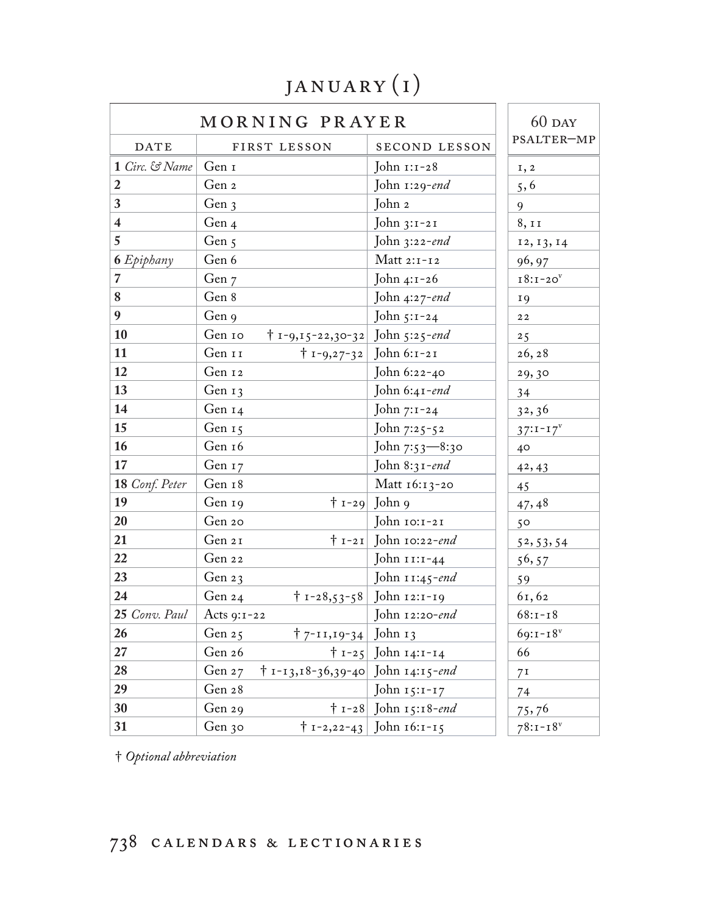# JANUARY (1)

| MORNING PRAYER | | | 60 DAY PSALTER—MP |
|---|---|---|---|
| DATE | FIRST LESSON | SECOND LESSON | |
| **1** *Circ. & Name* | Gen 1 | John 1:1-28 | 1, 2 |
| **2** | Gen 2 | John 1:29-*end* | 5, 6 |
| **3** | Gen 3 | John 2 | 9 |
| **4** | Gen 4 | John 3:1-21 | 8, 11 |
| **5** | Gen 5 | John 3:22-*end* | 12, 13, 14 |
| **6** *Epiphany* | Gen 6 | Matt 2:1-12 | 96, 97 |
| **7** | Gen 7 | John 4:1-26 | 18:1-20[v] |
| **8** | Gen 8 | John 4:27-*end* | 19 |
| **9** | Gen 9 | John 5:1-24 | 22 |
| **10** | Gen 10 † 1-9,15-22,30-32 | John 5:25-*end* | 25 |
| **11** | Gen 11 † 1-9,27-32 | John 6:1-21 | 26, 28 |
| **12** | Gen 12 | John 6:22-40 | 29, 30 |
| **13** | Gen 13 | John 6:41-*end* | 34 |
| **14** | Gen 14 | John 7:1-24 | 32, 36 |
| **15** | Gen 15 | John 7:25-52 | 37:1-17[v] |
| **16** | Gen 16 | John 7:53—8:30 | 40 |
| **17** | Gen 17 | John 8:31-*end* | 42, 43 |
| **18** *Conf. Peter* | Gen 18 | Matt 16:13-20 | 45 |
| **19** | Gen 19 † 1-29 | John 9 | 47, 48 |
| **20** | Gen 20 | John 10:1-21 | 50 |
| **21** | Gen 21 † 1-21 | John 10:22-*end* | 52, 53, 54 |
| **22** | Gen 22 | John 11:1-44 | 56, 57 |
| **23** | Gen 23 | John 11:45-*end* | 59 |
| **24** | Gen 24 † 1-28,53-58 | John 12:1-19 | 61, 62 |
| **25** *Conv. Paul* | Acts 9:1-22 | John 12:20-*end* | 68:1-18 |
| **26** | Gen 25 † 7-11,19-34 | John 13 | 69:1-18[v] |
| **27** | Gen 26 † 1-25 | John 14:1-14 | 66 |
| **28** | Gen 27 † 1-13,18-36,39-40 | John 14:15-*end* | 71 |
| **29** | Gen 28 | John 15:1-17 | 74 |
| **30** | Gen 29 † 1-28 | John 15:18-*end* | 75, 76 |
| **31** | Gen 30 † 1-2,22-43 | John 16:1-15 | 78:1-18[v] |

† *Optional abbreviation*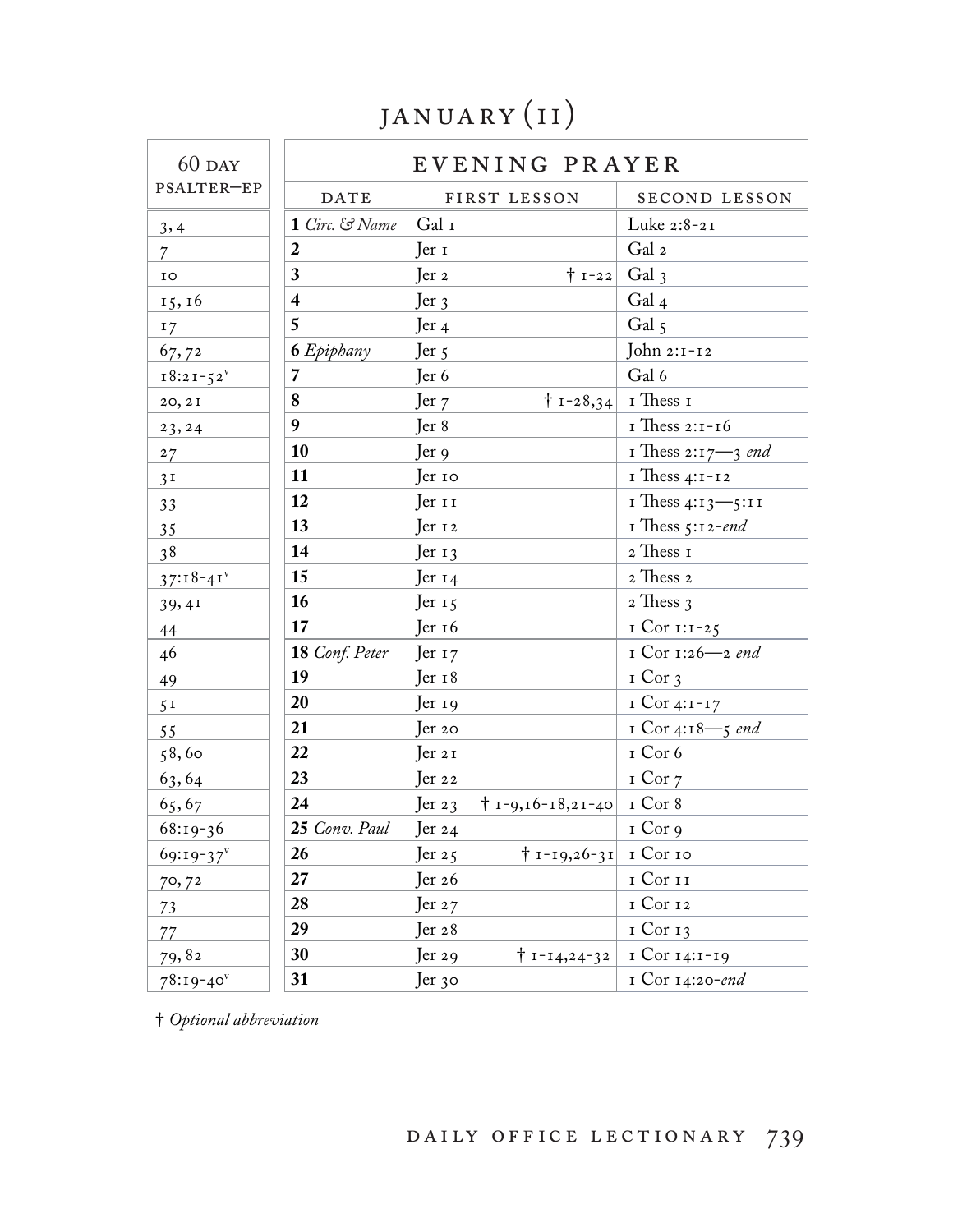# JANUARY (II)

| 60 DAY PSALTER—EP | EVENING PRAYER | | |
|---|---|---|---|
| | DATE | FIRST LESSON | SECOND LESSON |
| 3, 4 | **1** *Circ. & Name* | Gal 1 | Luke 2:8-21 |
| 7 | **2** | Jer 1 | Gal 2 |
| 10 | **3** | Jer 2 † 1-22 | Gal 3 |
| 15, 16 | **4** | Jer 3 | Gal 4 |
| 17 | **5** | Jer 4 | Gal 5 |
| 67, 72 | **6** *Epiphany* | Jer 5 | John 2:1-12 |
| 18:21-52[v] | **7** | Jer 6 | Gal 6 |
| 20, 21 | **8** | Jer 7 † 1-28,34 | 1 Thess 1 |
| 23, 24 | **9** | Jer 8 | 1 Thess 2:1-16 |
| 27 | **10** | Jer 9 | 1 Thess 2:17—3 *end* |
| 31 | **11** | Jer 10 | 1 Thess 4:1-12 |
| 33 | **12** | Jer 11 | 1 Thess 4:13—5:11 |
| 35 | **13** | Jer 12 | 1 Thess 5:12-*end* |
| 38 | **14** | Jer 13 | 2 Thess 1 |
| 37:18-41[v] | **15** | Jer 14 | 2 Thess 2 |
| 39, 41 | **16** | Jer 15 | 2 Thess 3 |
| 44 | **17** | Jer 16 | 1 Cor 1:1-25 |
| 46 | **18** *Conf. Peter* | Jer 17 | 1 Cor 1:26—2 *end* |
| 49 | **19** | Jer 18 | 1 Cor 3 |
| 51 | **20** | Jer 19 | 1 Cor 4:1-17 |
| 55 | **21** | Jer 20 | 1 Cor 4:18—5 *end* |
| 58, 60 | **22** | Jer 21 | 1 Cor 6 |
| 63, 64 | **23** | Jer 22 | 1 Cor 7 |
| 65, 67 | **24** | Jer 23 † 1-9,16-18,21-40 | 1 Cor 8 |
| 68:19-36 | **25** *Conv. Paul* | Jer 24 | 1 Cor 9 |
| 69:19-37[v] | **26** | Jer 25 † 1-19,26-31 | 1 Cor 10 |
| 70, 72 | **27** | Jer 26 | 1 Cor 11 |
| 73 | **28** | Jer 27 | 1 Cor 12 |
| 77 | **29** | Jer 28 | 1 Cor 13 |
| 79, 82 | **30** | Jer 29 † 1-14,24-32 | 1 Cor 14:1-19 |
| 78:19-40[v] | **31** | Jer 30 | 1 Cor 14:20-*end* |

† *Optional abbreviation*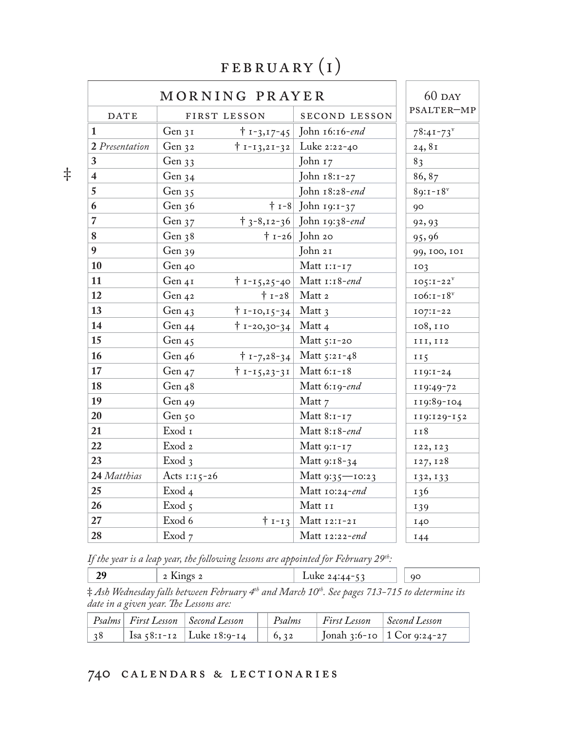# FEBRUARY (1)

| MORNING PRAYER | | | | 60 DAY PSALTER—MP |
|---|---|---|---|---|
| DATE | FIRST LESSON | | SECOND LESSON | |
| **1** | Gen 31 | † 1-3,17-45 | John 16:16-*end* | 78:41-73v |
| **2** *Presentation* | Gen 32 | † 1-13,21-32 | Luke 2:22-40 | 24, 81 |
| **3** | Gen 33 | | John 17 | 83 |
| ‡ **4** | Gen 34 | | John 18:1-27 | 86, 87 |
| **5** | Gen 35 | | John 18:28-*end* | 89:1-18v |
| **6** | Gen 36 | † 1-8 | John 19:1-37 | 90 |
| **7** | Gen 37 | † 3-8,12-36 | John 19:38-*end* | 92, 93 |
| **8** | Gen 38 | † 1-26 | John 20 | 95, 96 |
| **9** | Gen 39 | | John 21 | 99, 100, 101 |
| **10** | Gen 40 | | Matt 1:1-17 | 103 |
| **11** | Gen 41 | † 1-15,25-40 | Matt 1:18-*end* | 105:1-22v |
| **12** | Gen 42 | † 1-28 | Matt 2 | 106:1-18v |
| **13** | Gen 43 | † 1-10,15-34 | Matt 3 | 107:1-22 |
| **14** | Gen 44 | † 1-20,30-34 | Matt 4 | 108, 110 |
| **15** | Gen 45 | | Matt 5:1-20 | 111, 112 |
| **16** | Gen 46 | † 1-7,28-34 | Matt 5:21-48 | 115 |
| **17** | Gen 47 | † 1-15,23-31 | Matt 6:1-18 | 119:1-24 |
| **18** | Gen 48 | | Matt 6:19-*end* | 119:49-72 |
| **19** | Gen 49 | | Matt 7 | 119:89-104 |
| **20** | Gen 50 | | Matt 8:1-17 | 119:129-152 |
| **21** | Exod 1 | | Matt 8:18-*end* | 118 |
| **22** | Exod 2 | | Matt 9:1-17 | 122, 123 |
| **23** | Exod 3 | | Matt 9:18-34 | 127, 128 |
| **24** *Matthias* | Acts 1:15-26 | | Matt 9:35—10:23 | 132, 133 |
| **25** | Exod 4 | | Matt 10:24-*end* | 136 |
| **26** | Exod 5 | | Matt 11 | 139 |
| **27** | Exod 6 | † 1-13 | Matt 12:1-21 | 140 |
| **28** | Exod 7 | | Matt 12:22-*end* | 144 |

*If the year is a leap year, the following lessons are appointed for February 29th:*

| | | | |
|---|---|---|---|
| **29** | 2 Kings 2 | Luke 24:44-53 | 90 |

‡ *Ash Wednesday falls between February 4th and March 10th. See pages 713-715 to determine its date in a given year. The Lessons are:*

| *Psalms* | *First Lesson* | *Second Lesson* | | *Psalms* | *First Lesson* | *Second Lesson* |
|---|---|---|---|---|---|---|
| 38 | Isa 58:1-12 | Luke 18:9-14 | | 6, 32 | Jonah 3:6-10 | 1 Cor 9:24-27 |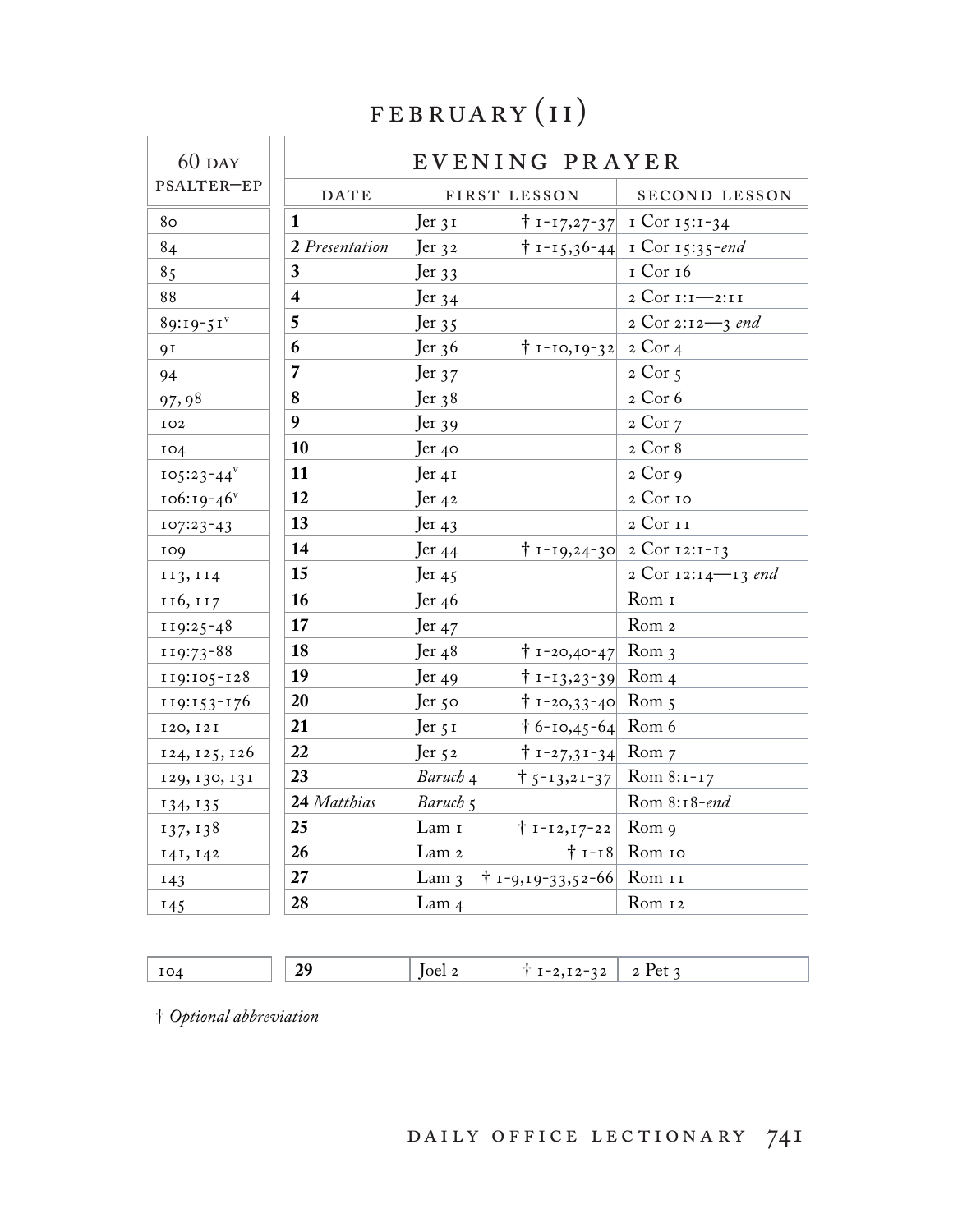# FEBRUARY (II)

| 60 DAY PSALTER—EP | EVENING PRAYER | | |
|---|---|---|---|
| | DATE | FIRST LESSON | SECOND LESSON |
| 80 | **1** | Jer 31 † 1-17,27-37 | 1 Cor 15:1-34 |
| 84 | **2** *Presentation* | Jer 32 † 1-15,36-44 | 1 Cor 15:35-*end* |
| 85 | **3** | Jer 33 | 1 Cor 16 |
| 88 | **4** | Jer 34 | 2 Cor 1:1—2:11 |
| 89:19-51[v] | **5** | Jer 35 | 2 Cor 2:12—3 *end* |
| 91 | **6** | Jer 36 † 1-10,19-32 | 2 Cor 4 |
| 94 | **7** | Jer 37 | 2 Cor 5 |
| 97, 98 | **8** | Jer 38 | 2 Cor 6 |
| 102 | **9** | Jer 39 | 2 Cor 7 |
| 104 | **10** | Jer 40 | 2 Cor 8 |
| 105:23-44[v] | **11** | Jer 41 | 2 Cor 9 |
| 106:19-46[v] | **12** | Jer 42 | 2 Cor 10 |
| 107:23-43 | **13** | Jer 43 | 2 Cor 11 |
| 109 | **14** | Jer 44 † 1-19,24-30 | 2 Cor 12:1-13 |
| 113, 114 | **15** | Jer 45 | 2 Cor 12:14—13 *end* |
| 116, 117 | **16** | Jer 46 | Rom 1 |
| 119:25-48 | **17** | Jer 47 | Rom 2 |
| 119:73-88 | **18** | Jer 48 † 1-20,40-47 | Rom 3 |
| 119:105-128 | **19** | Jer 49 † 1-13,23-39 | Rom 4 |
| 119:153-176 | **20** | Jer 50 † 1-20,33-40 | Rom 5 |
| 120, 121 | **21** | Jer 51 † 6-10,45-64 | Rom 6 |
| 124, 125, 126 | **22** | Jer 52 † 1-27,31-34 | Rom 7 |
| 129, 130, 131 | **23** | *Baruch* 4 † 5-13,21-37 | Rom 8:1-17 |
| 134, 135 | **24** *Matthias* | *Baruch* 5 | Rom 8:18-*end* |
| 137, 138 | **25** | Lam 1 † 1-12,17-22 | Rom 9 |
| 141, 142 | **26** | Lam 2 † 1-18 | Rom 10 |
| 143 | **27** | Lam 3 † 1-9,19-33,52-66 | Rom 11 |
| 145 | **28** | Lam 4 | Rom 12 |
| 104 | **29** | Joel 2 † 1-2,12-32 | 2 Pet 3 |

† *Optional abbreviation*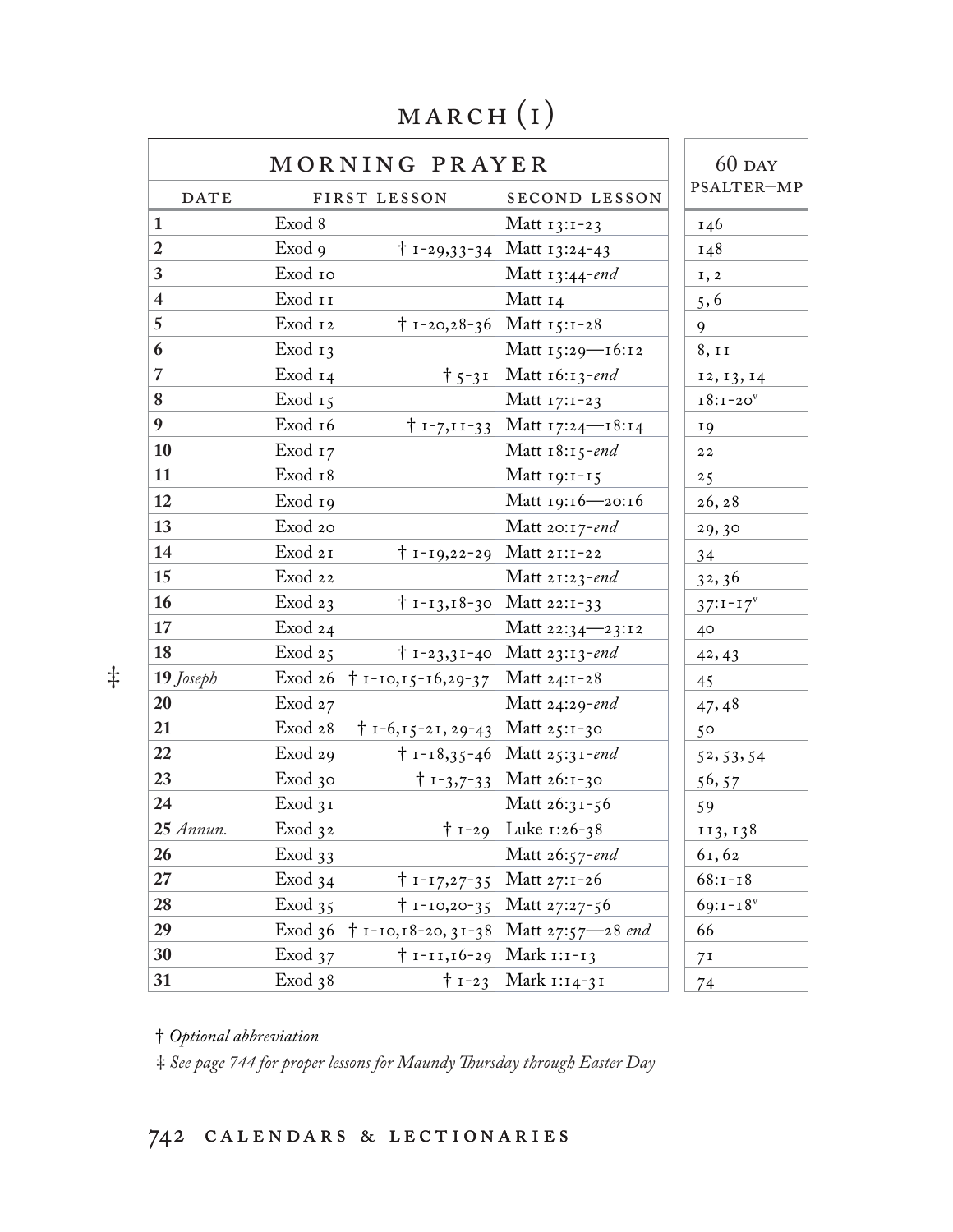# MARCH (1)

| MORNING PRAYER | | | 60 DAY PSALTER—MP |
|---|---|---|---|
| DATE | FIRST LESSON | SECOND LESSON | |
| **1** | Exod 8 | Matt 13:1-23 | 146 |
| **2** | Exod 9 † 1-29,33-34 | Matt 13:24-43 | 148 |
| **3** | Exod 10 | Matt 13:44-*end* | 1, 2 |
| **4** | Exod 11 | Matt 14 | 5, 6 |
| **5** | Exod 12 † 1-20,28-36 | Matt 15:1-28 | 9 |
| **6** | Exod 13 | Matt 15:29—16:12 | 8, 11 |
| **7** | Exod 14 † 5-31 | Matt 16:13-*end* | 12, 13, 14 |
| **8** | Exod 15 | Matt 17:1-23 | 18:1-20[v] |
| **9** | Exod 16 † 1-7,11-33 | Matt 17:24—18:14 | 19 |
| **10** | Exod 17 | Matt 18:15-*end* | 22 |
| **11** | Exod 18 | Matt 19:1-15 | 25 |
| **12** | Exod 19 | Matt 19:16—20:16 | 26, 28 |
| **13** | Exod 20 | Matt 20:17-*end* | 29, 30 |
| **14** | Exod 21 † 1-19,22-29 | Matt 21:1-22 | 34 |
| **15** | Exod 22 | Matt 21:23-*end* | 32, 36 |
| **16** | Exod 23 † 1-13,18-30 | Matt 22:1-33 | 37:1-17[v] |
| **17** | Exod 24 | Matt 22:34—23:12 | 40 |
| **18** | Exod 25 † 1-23,31-40 | Matt 23:13-*end* | 42, 43 |
| ‡ **19** *Joseph* | Exod 26 † 1-10,15-16,29-37 | Matt 24:1-28 | 45 |
| **20** | Exod 27 | Matt 24:29-*end* | 47, 48 |
| **21** | Exod 28 † 1-6,15-21, 29-43 | Matt 25:1-30 | 50 |
| **22** | Exod 29 † 1-18,35-46 | Matt 25:31-*end* | 52, 53, 54 |
| **23** | Exod 30 † 1-3,7-33 | Matt 26:1-30 | 56, 57 |
| **24** | Exod 31 | Matt 26:31-56 | 59 |
| **25** *Annun.* | Exod 32 † 1-29 | Luke 1:26-38 | 113, 138 |
| **26** | Exod 33 | Matt 26:57-*end* | 61, 62 |
| **27** | Exod 34 † 1-17,27-35 | Matt 27:1-26 | 68:1-18 |
| **28** | Exod 35 † 1-10,20-35 | Matt 27:27-56 | 69:1-18[v] |
| **29** | Exod 36 † 1-10,18-20, 31-38 | Matt 27:57—28 *end* | 66 |
| **30** | Exod 37 † 1-11,16-29 | Mark 1:1-13 | 71 |
| **31** | Exod 38 † 1-23 | Mark 1:14-31 | 74 |

† *Optional abbreviation*

‡ *See page 744 for proper lessons for Maundy Thursday through Easter Day*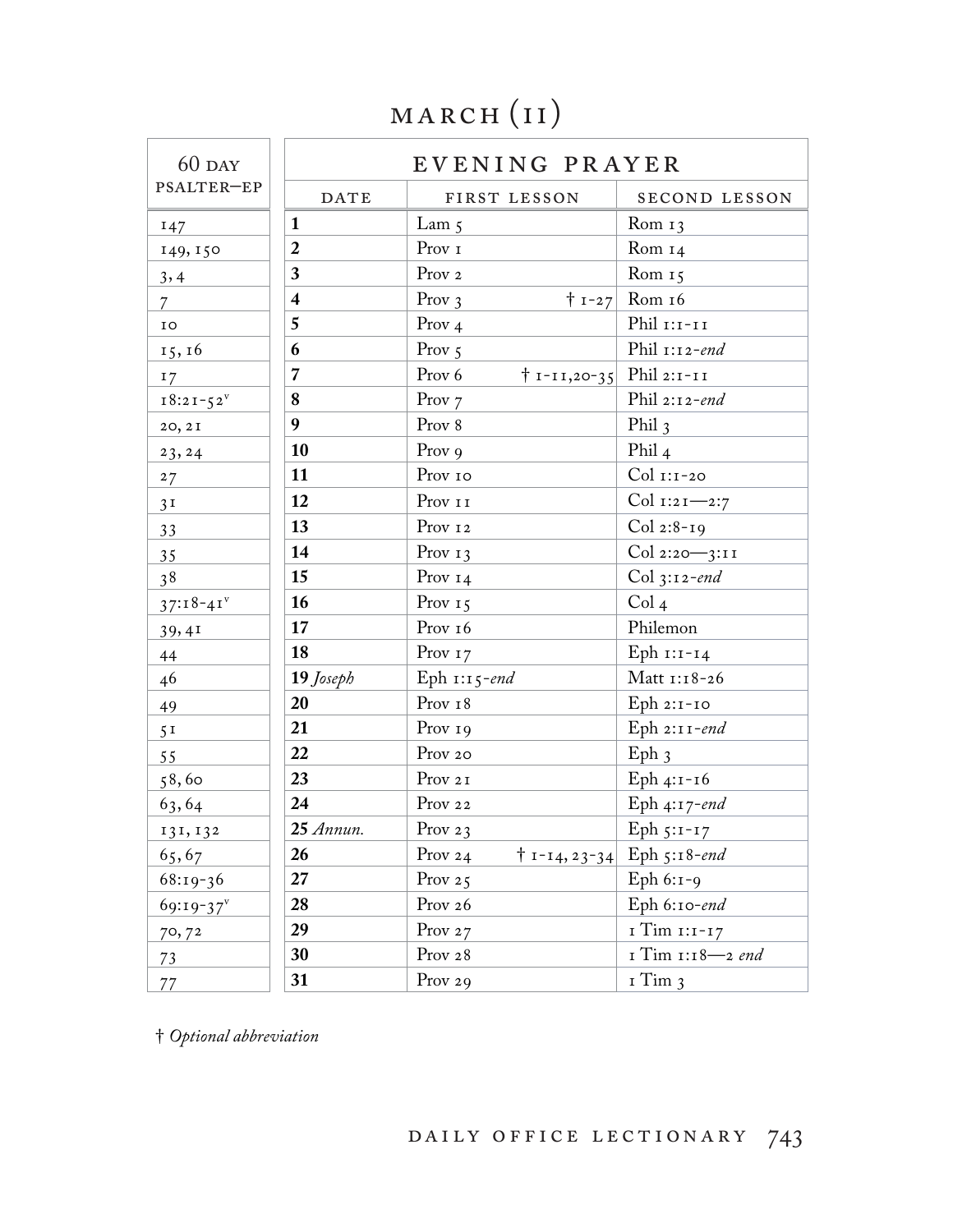# MARCH (II)

| 60 DAY PSALTER—EP | EVENING PRAYER | | |
|---|---|---|---|
| | DATE | FIRST LESSON | SECOND LESSON |
| 147 | **1** | Lam 5 | Rom 13 |
| 149, 150 | **2** | Prov 1 | Rom 14 |
| 3, 4 | **3** | Prov 2 | Rom 15 |
| 7 | **4** | Prov 3 † 1-27 | Rom 16 |
| 10 | **5** | Prov 4 | Phil 1:1-11 |
| 15, 16 | **6** | Prov 5 | Phil 1:12-*end* |
| 17 | **7** | Prov 6 † 1-11,20-35 | Phil 2:1-11 |
| 18:21-52v | **8** | Prov 7 | Phil 2:12-*end* |
| 20, 21 | **9** | Prov 8 | Phil 3 |
| 23, 24 | **10** | Prov 9 | Phil 4 |
| 27 | **11** | Prov 10 | Col 1:1-20 |
| 31 | **12** | Prov 11 | Col 1:21—2:7 |
| 33 | **13** | Prov 12 | Col 2:8-19 |
| 35 | **14** | Prov 13 | Col 2:20—3:11 |
| 38 | **15** | Prov 14 | Col 3:12-*end* |
| 37:18-41v | **16** | Prov 15 | Col 4 |
| 39, 41 | **17** | Prov 16 | Philemon |
| 44 | **18** | Prov 17 | Eph 1:1-14 |
| 46 | **19** *Joseph* | Eph 1:15-*end* | Matt 1:18-26 |
| 49 | **20** | Prov 18 | Eph 2:1-10 |
| 51 | **21** | Prov 19 | Eph 2:11-*end* |
| 55 | **22** | Prov 20 | Eph 3 |
| 58, 60 | **23** | Prov 21 | Eph 4:1-16 |
| 63, 64 | **24** | Prov 22 | Eph 4:17-*end* |
| 131, 132 | **25** *Annun.* | Prov 23 | Eph 5:1-17 |
| 65, 67 | **26** | Prov 24 † 1-14, 23-34 | Eph 5:18-*end* |
| 68:19-36 | **27** | Prov 25 | Eph 6:1-9 |
| 69:19-37v | **28** | Prov 26 | Eph 6:10-*end* |
| 70, 72 | **29** | Prov 27 | 1 Tim 1:1-17 |
| 73 | **30** | Prov 28 | 1 Tim 1:18—2 *end* |
| 77 | **31** | Prov 29 | 1 Tim 3 |

† *Optional abbreviation*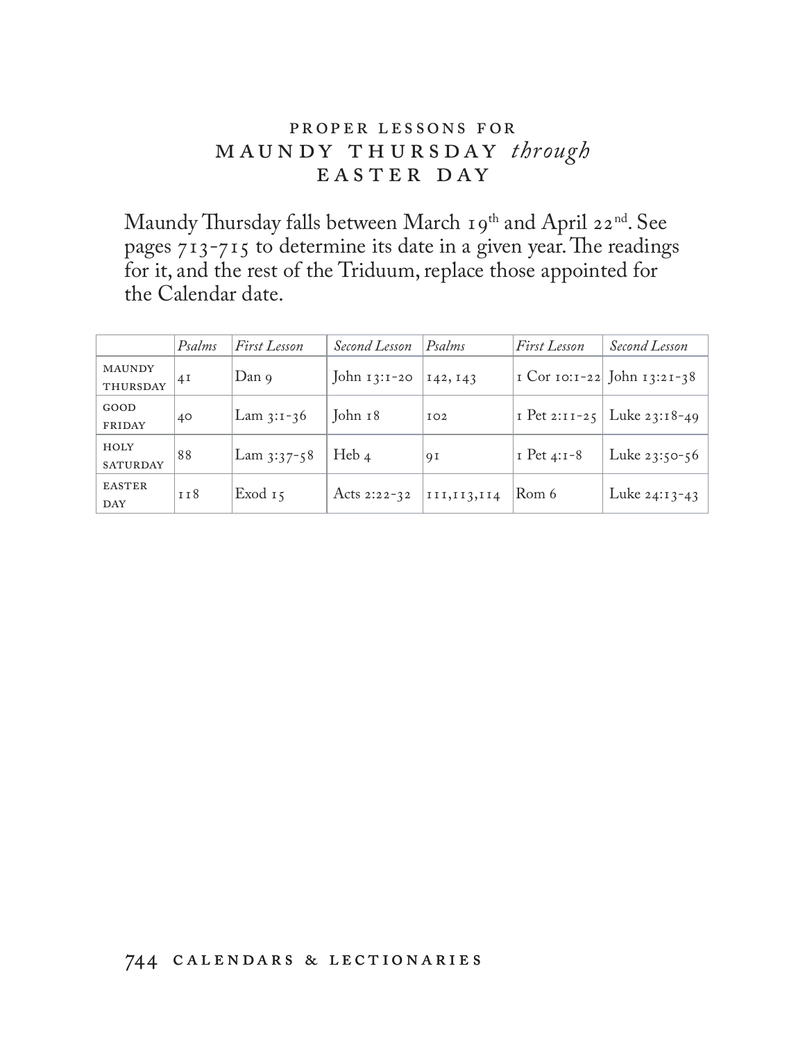## PROPER LESSONS FOR MAUNDY THURSDAY *through* EASTER DAY

Maundy Thursday falls between March 19th and April 22nd. See pages 713-715 to determine its date in a given year. The readings for it, and the rest of the Triduum, replace those appointed for the Calendar date.

| | *Psalms* | *First Lesson* | *Second Lesson* | *Psalms* | *First Lesson* | *Second Lesson* |
|---|---|---|---|---|---|---|
| MAUNDY THURSDAY | 41 | Dan 9 | John 13:1-20 | 142, 143 | 1 Cor 10:1-22 | John 13:21-38 |
| GOOD FRIDAY | 40 | Lam 3:1-36 | John 18 | 102 | 1 Pet 2:11-25 | Luke 23:18-49 |
| HOLY SATURDAY | 88 | Lam 3:37-58 | Heb 4 | 91 | 1 Pet 4:1-8 | Luke 23:50-56 |
| EASTER DAY | 118 | Exod 15 | Acts 2:22-32 | 111,113,114 | Rom 6 | Luke 24:13-43 |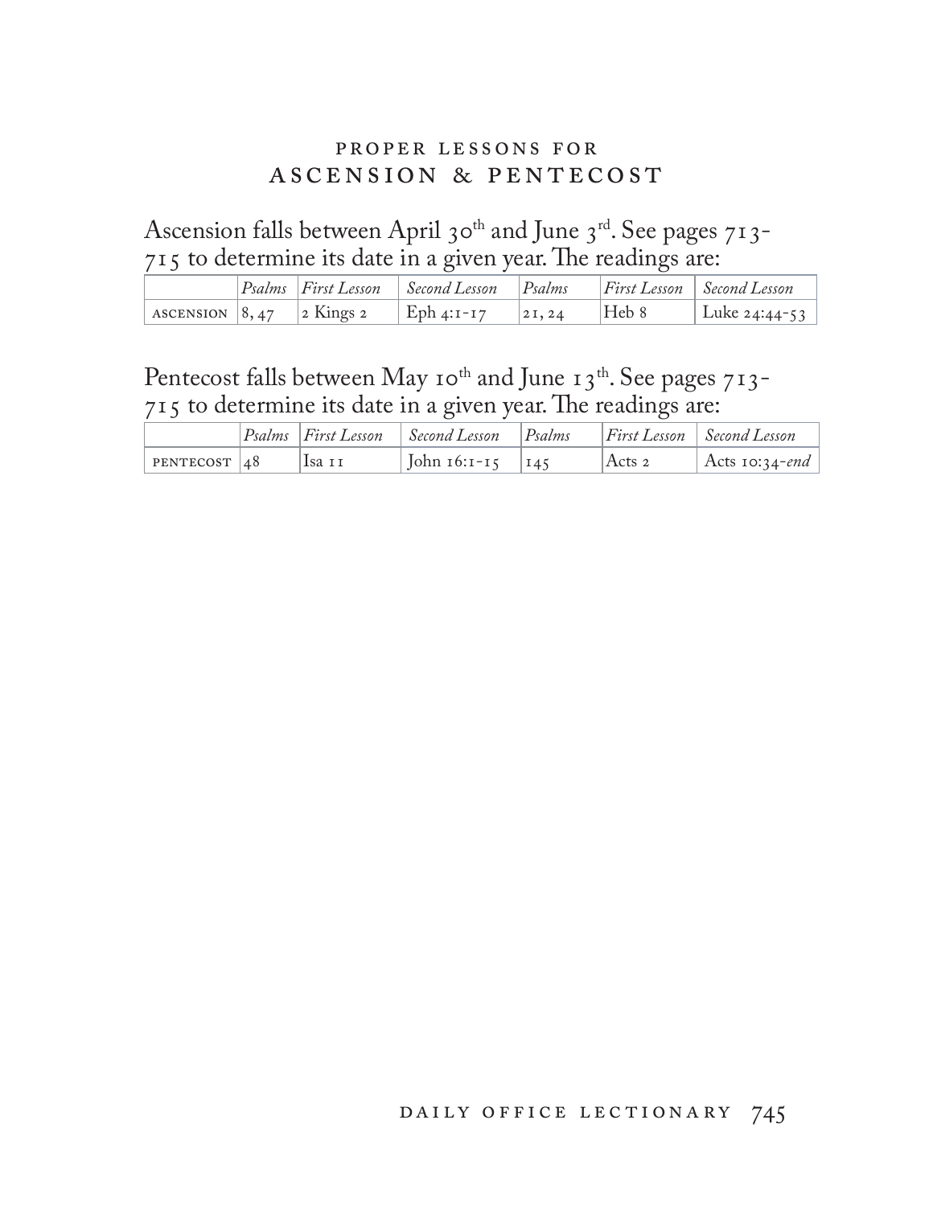## PROPER LESSONS FOR ASCENSION & PENTECOST

Ascension falls between April 30th and June 3rd. See pages 713-715 to determine its date in a given year. The readings are:

| | *Psalms* | *First Lesson* | *Second Lesson* | *Psalms* | *First Lesson* | *Second Lesson* |
|---|---|---|---|---|---|---|
| ASCENSION | 8, 47 | 2 Kings 2 | Eph 4:1-17 | 21, 24 | Heb 8 | Luke 24:44-53 |

Pentecost falls between May 10th and June 13th. See pages 713-715 to determine its date in a given year. The readings are:

| | *Psalms* | *First Lesson* | *Second Lesson* | *Psalms* | *First Lesson* | *Second Lesson* |
|---|---|---|---|---|---|---|
| PENTECOST | 48 | Isa 11 | John 16:1-15 | 145 | Acts 2 | Acts 10:34-*end* |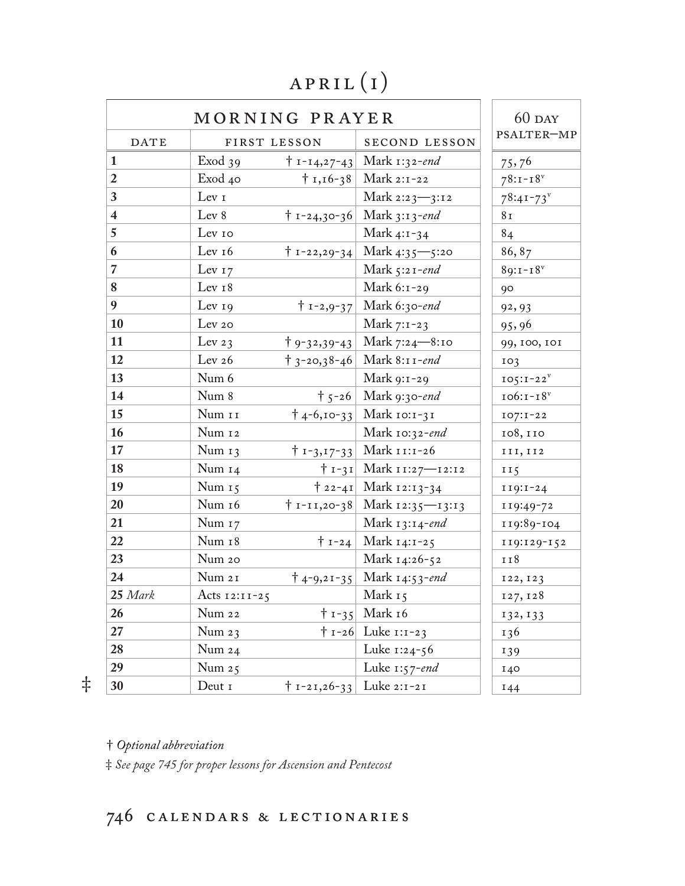# APRIL (I)

| MORNING PRAYER | | | | 60 DAY PSALTER—MP |
|---|---|---|---|---|
| DATE | FIRST LESSON | | SECOND LESSON | |
| **1** | Exod 39 | † 1-14,27-43 | Mark 1:32-*end* | 75, 76 |
| **2** | Exod 40 | † 1,16-38 | Mark 2:1-22 | 78:1-18[v] |
| **3** | Lev 1 | | Mark 2:23—3:12 | 78:41-73[v] |
| **4** | Lev 8 | † 1-24,30-36 | Mark 3:13-*end* | 81 |
| **5** | Lev 10 | | Mark 4:1-34 | 84 |
| **6** | Lev 16 | † 1-22,29-34 | Mark 4:35—5:20 | 86, 87 |
| **7** | Lev 17 | | Mark 5:21-*end* | 89:1-18[v] |
| **8** | Lev 18 | | Mark 6:1-29 | 90 |
| **9** | Lev 19 | † 1-2,9-37 | Mark 6:30-*end* | 92, 93 |
| **10** | Lev 20 | | Mark 7:1-23 | 95, 96 |
| **11** | Lev 23 | † 9-32,39-43 | Mark 7:24—8:10 | 99, 100, 101 |
| **12** | Lev 26 | † 3-20,38-46 | Mark 8:11-*end* | 103 |
| **13** | Num 6 | | Mark 9:1-29 | 105:1-22[v] |
| **14** | Num 8 | † 5-26 | Mark 9:30-*end* | 106:1-18[v] |
| **15** | Num 11 | † 4-6,10-33 | Mark 10:1-31 | 107:1-22 |
| **16** | Num 12 | | Mark 10:32-*end* | 108, 110 |
| **17** | Num 13 | † 1-3,17-33 | Mark 11:1-26 | 111, 112 |
| **18** | Num 14 | † 1-31 | Mark 11:27—12:12 | 115 |
| **19** | Num 15 | † 22-41 | Mark 12:13-34 | 119:1-24 |
| **20** | Num 16 | † 1-11,20-38 | Mark 12:35—13:13 | 119:49-72 |
| **21** | Num 17 | | Mark 13:14-*end* | 119:89-104 |
| **22** | Num 18 | † 1-24 | Mark 14:1-25 | 119:129-152 |
| **23** | Num 20 | | Mark 14:26-52 | 118 |
| **24** | Num 21 | † 4-9,21-35 | Mark 14:53-*end* | 122, 123 |
| **25** *Mark* | Acts 12:11-25 | | Mark 15 | 127, 128 |
| **26** | Num 22 | † 1-35 | Mark 16 | 132, 133 |
| **27** | Num 23 | † 1-26 | Luke 1:1-23 | 136 |
| **28** | Num 24 | | Luke 1:24-56 | 139 |
| **29** | Num 25 | | Luke 1:57-*end* | 140 |
| ‡ **30** | Deut 1 | † 1-21,26-33 | Luke 2:1-21 | 144 |

† *Optional abbreviation*

‡ *See page 745 for proper lessons for Ascension and Pentecost*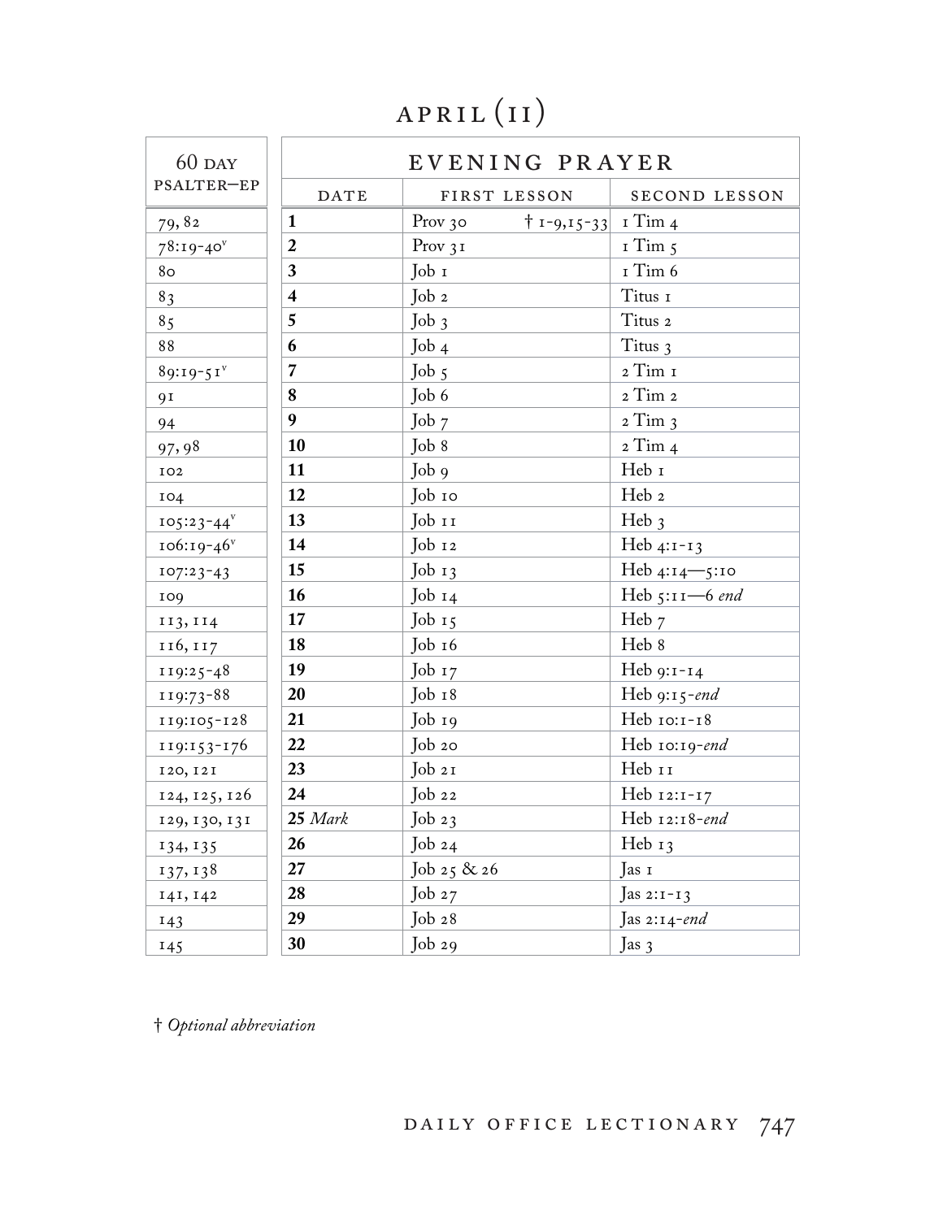# APRIL (II)

| 60 DAY PSALTER—EP | EVENING PRAYER | | |
|---|---|---|---|
| | DATE | FIRST LESSON | SECOND LESSON |
| 79, 82 | **1** | Prov 30 † 1-9,15-33 | 1 Tim 4 |
| 78:19-40[v] | **2** | Prov 31 | 1 Tim 5 |
| 80 | **3** | Job 1 | 1 Tim 6 |
| 83 | **4** | Job 2 | Titus 1 |
| 85 | **5** | Job 3 | Titus 2 |
| 88 | **6** | Job 4 | Titus 3 |
| 89:19-51[v] | **7** | Job 5 | 2 Tim 1 |
| 91 | **8** | Job 6 | 2 Tim 2 |
| 94 | **9** | Job 7 | 2 Tim 3 |
| 97, 98 | **10** | Job 8 | 2 Tim 4 |
| 102 | **11** | Job 9 | Heb 1 |
| 104 | **12** | Job 10 | Heb 2 |
| 105:23-44[v] | **13** | Job 11 | Heb 3 |
| 106:19-46[v] | **14** | Job 12 | Heb 4:1-13 |
| 107:23-43 | **15** | Job 13 | Heb 4:14—5:10 |
| 109 | **16** | Job 14 | Heb 5:11—6 *end* |
| 113, 114 | **17** | Job 15 | Heb 7 |
| 116, 117 | **18** | Job 16 | Heb 8 |
| 119:25-48 | **19** | Job 17 | Heb 9:1-14 |
| 119:73-88 | **20** | Job 18 | Heb 9:15-*end* |
| 119:105-128 | **21** | Job 19 | Heb 10:1-18 |
| 119:153-176 | **22** | Job 20 | Heb 10:19-*end* |
| 120, 121 | **23** | Job 21 | Heb 11 |
| 124, 125, 126 | **24** | Job 22 | Heb 12:1-17 |
| 129, 130, 131 | **25** *Mark* | Job 23 | Heb 12:18-*end* |
| 134, 135 | **26** | Job 24 | Heb 13 |
| 137, 138 | **27** | Job 25 & 26 | Jas 1 |
| 141, 142 | **28** | Job 27 | Jas 2:1-13 |
| 143 | **29** | Job 28 | Jas 2:14-*end* |
| 145 | **30** | Job 29 | Jas 3 |

† *Optional abbreviation*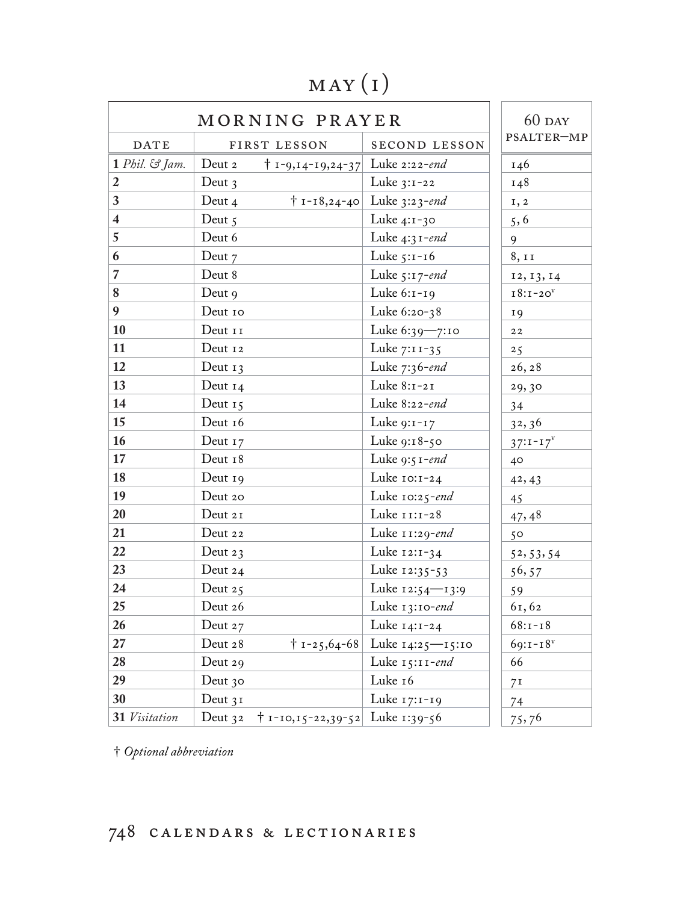# MAY (1)

| MORNING PRAYER | | | 60 DAY PSALTER—MP |
|---|---|---|---|
| DATE | FIRST LESSON | SECOND LESSON | |
| **1** *Phil. & Jam.* | Deut 2 † 1-9,14-19,24-37 | Luke 2:22-*end* | 146 |
| **2** | Deut 3 | Luke 3:1-22 | 148 |
| **3** | Deut 4 † 1-18,24-40 | Luke 3:23-*end* | 1, 2 |
| **4** | Deut 5 | Luke 4:1-30 | 5, 6 |
| **5** | Deut 6 | Luke 4:31-*end* | 9 |
| **6** | Deut 7 | Luke 5:1-16 | 8, 11 |
| **7** | Deut 8 | Luke 5:17-*end* | 12, 13, 14 |
| **8** | Deut 9 | Luke 6:1-19 | 18:1-20[v] |
| **9** | Deut 10 | Luke 6:20-38 | 19 |
| **10** | Deut 11 | Luke 6:39—7:10 | 22 |
| **11** | Deut 12 | Luke 7:11-35 | 25 |
| **12** | Deut 13 | Luke 7:36-*end* | 26, 28 |
| **13** | Deut 14 | Luke 8:1-21 | 29, 30 |
| **14** | Deut 15 | Luke 8:22-*end* | 34 |
| **15** | Deut 16 | Luke 9:1-17 | 32, 36 |
| **16** | Deut 17 | Luke 9:18-50 | 37:1-17[v] |
| **17** | Deut 18 | Luke 9:51-*end* | 40 |
| **18** | Deut 19 | Luke 10:1-24 | 42, 43 |
| **19** | Deut 20 | Luke 10:25-*end* | 45 |
| **20** | Deut 21 | Luke 11:1-28 | 47, 48 |
| **21** | Deut 22 | Luke 11:29-*end* | 50 |
| **22** | Deut 23 | Luke 12:1-34 | 52, 53, 54 |
| **23** | Deut 24 | Luke 12:35-53 | 56, 57 |
| **24** | Deut 25 | Luke 12:54—13:9 | 59 |
| **25** | Deut 26 | Luke 13:10-*end* | 61, 62 |
| **26** | Deut 27 | Luke 14:1-24 | 68:1-18 |
| **27** | Deut 28 † 1-25,64-68 | Luke 14:25—15:10 | 69:1-18[v] |
| **28** | Deut 29 | Luke 15:11-*end* | 66 |
| **29** | Deut 30 | Luke 16 | 71 |
| **30** | Deut 31 | Luke 17:1-19 | 74 |
| **31** *Visitation* | Deut 32 † 1-10,15-22,39-52 | Luke 1:39-56 | 75, 76 |

† *Optional abbreviation*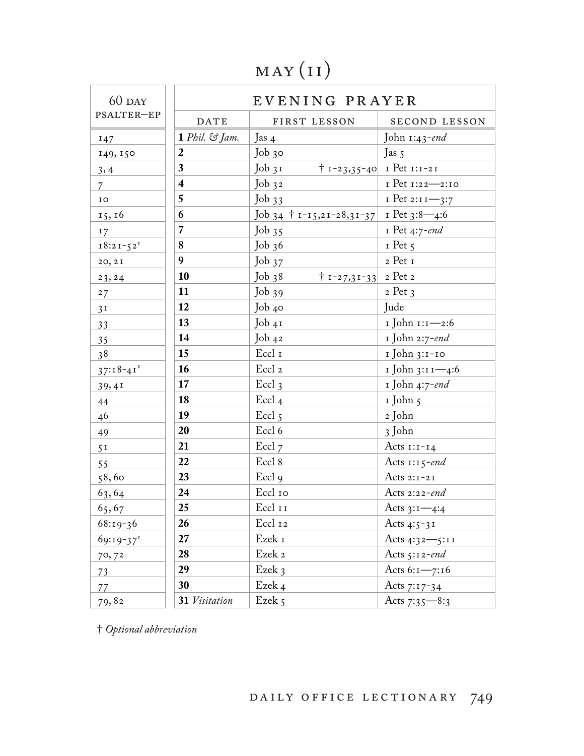# MAY (II)

| 60 DAY PSALTER—EP | EVENING PRAYER | | |
|---|---|---|---|
| | DATE | FIRST LESSON | SECOND LESSON |
| 147 | **1** *Phil. & Jam.* | Jas 4 | John 1:43-*end* |
| 149, 150 | **2** | Job 30 | Jas 5 |
| 3, 4 | **3** | Job 31 † 1-23,35-40 | 1 Pet 1:1-21 |
| 7 | **4** | Job 32 | 1 Pet 1:22—2:10 |
| 10 | **5** | Job 33 | 1 Pet 2:11—3:7 |
| 15, 16 | **6** | Job 34 † 1-15,21-28,31-37 | 1 Pet 3:8—4:6 |
| 17 | **7** | Job 35 | 1 Pet 4:7-*end* |
| 18:21-52[v] | **8** | Job 36 | 1 Pet 5 |
| 20, 21 | **9** | Job 37 | 2 Pet 1 |
| 23, 24 | **10** | Job 38 † 1-27,31-33 | 2 Pet 2 |
| 27 | **11** | Job 39 | 2 Pet 3 |
| 31 | **12** | Job 40 | Jude |
| 33 | **13** | Job 41 | 1 John 1:1—2:6 |
| 35 | **14** | Job 42 | 1 John 2:7-*end* |
| 38 | **15** | Eccl 1 | 1 John 3:1-10 |
| 37:18-41[v] | **16** | Eccl 2 | 1 John 3:11—4:6 |
| 39, 41 | **17** | Eccl 3 | 1 John 4:7-*end* |
| 44 | **18** | Eccl 4 | 1 John 5 |
| 46 | **19** | Eccl 5 | 2 John |
| 49 | **20** | Eccl 6 | 3 John |
| 51 | **21** | Eccl 7 | Acts 1:1-14 |
| 55 | **22** | Eccl 8 | Acts 1:15-*end* |
| 58, 60 | **23** | Eccl 9 | Acts 2:1-21 |
| 63, 64 | **24** | Eccl 10 | Acts 2:22-*end* |
| 65, 67 | **25** | Eccl 11 | Acts 3:1—4:4 |
| 68:19-36 | **26** | Eccl 12 | Acts 4:5-31 |
| 69:19-37[v] | **27** | Ezek 1 | Acts 4:32—5:11 |
| 70, 72 | **28** | Ezek 2 | Acts 5:12-*end* |
| 73 | **29** | Ezek 3 | Acts 6:1—7:16 |
| 77 | **30** | Ezek 4 | Acts 7:17-34 |
| 79, 82 | **31** *Visitation* | Ezek 5 | Acts 7:35—8:3 |

† *Optional abbreviation*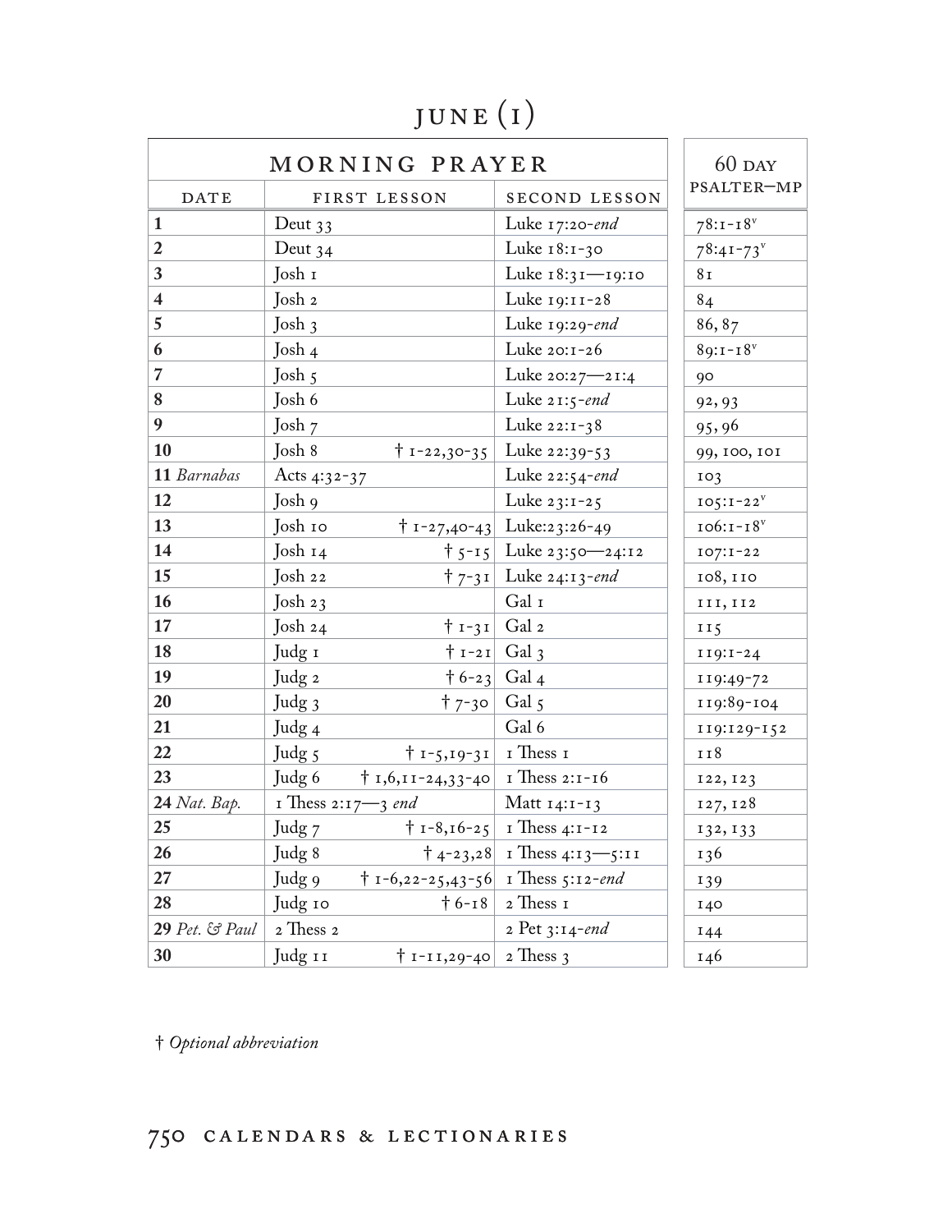# JUNE (I)

| MORNING PRAYER | | | 60 DAY PSALTER—MP |
|---|---|---|---|
| DATE | FIRST LESSON | SECOND LESSON | |
| **1** | Deut 33 | Luke 17:20-*end* | 78:1-18v |
| **2** | Deut 34 | Luke 18:1-30 | 78:41-73v |
| **3** | Josh 1 | Luke 18:31—19:10 | 81 |
| **4** | Josh 2 | Luke 19:11-28 | 84 |
| **5** | Josh 3 | Luke 19:29-*end* | 86, 87 |
| **6** | Josh 4 | Luke 20:1-26 | 89:1-18v |
| **7** | Josh 5 | Luke 20:27—21:4 | 90 |
| **8** | Josh 6 | Luke 21:5-*end* | 92, 93 |
| **9** | Josh 7 | Luke 22:1-38 | 95, 96 |
| **10** | Josh 8 † 1-22,30-35 | Luke 22:39-53 | 99, 100, 101 |
| **11** *Barnabas* | Acts 4:32-37 | Luke 22:54-*end* | 103 |
| **12** | Josh 9 | Luke 23:1-25 | 105:1-22v |
| **13** | Josh 10 † 1-27,40-43 | Luke:23:26-49 | 106:1-18v |
| **14** | Josh 14 † 5-15 | Luke 23:50—24:12 | 107:1-22 |
| **15** | Josh 22 † 7-31 | Luke 24:13-*end* | 108, 110 |
| **16** | Josh 23 | Gal 1 | 111, 112 |
| **17** | Josh 24 † 1-31 | Gal 2 | 115 |
| **18** | Judg 1 † 1-21 | Gal 3 | 119:1-24 |
| **19** | Judg 2 † 6-23 | Gal 4 | 119:49-72 |
| **20** | Judg 3 † 7-30 | Gal 5 | 119:89-104 |
| **21** | Judg 4 | Gal 6 | 119:129-152 |
| **22** | Judg 5 † 1-5,19-31 | 1 Thess 1 | 118 |
| **23** | Judg 6 † 1,6,11-24,33-40 | 1 Thess 2:1-16 | 122, 123 |
| **24** *Nat. Bap.* | 1 Thess 2:17—3 *end* | Matt 14:1-13 | 127, 128 |
| **25** | Judg 7 † 1-8,16-25 | 1 Thess 4:1-12 | 132, 133 |
| **26** | Judg 8 † 4-23,28 | 1 Thess 4:13—5:11 | 136 |
| **27** | Judg 9 † 1-6,22-25,43-56 | 1 Thess 5:12-*end* | 139 |
| **28** | Judg 10 † 6-18 | 2 Thess 1 | 140 |
| **29** *Pet. & Paul* | 2 Thess 2 | 2 Pet 3:14-*end* | 144 |
| **30** | Judg 11 † 1-11,29-40 | 2 Thess 3 | 146 |

† *Optional abbreviation*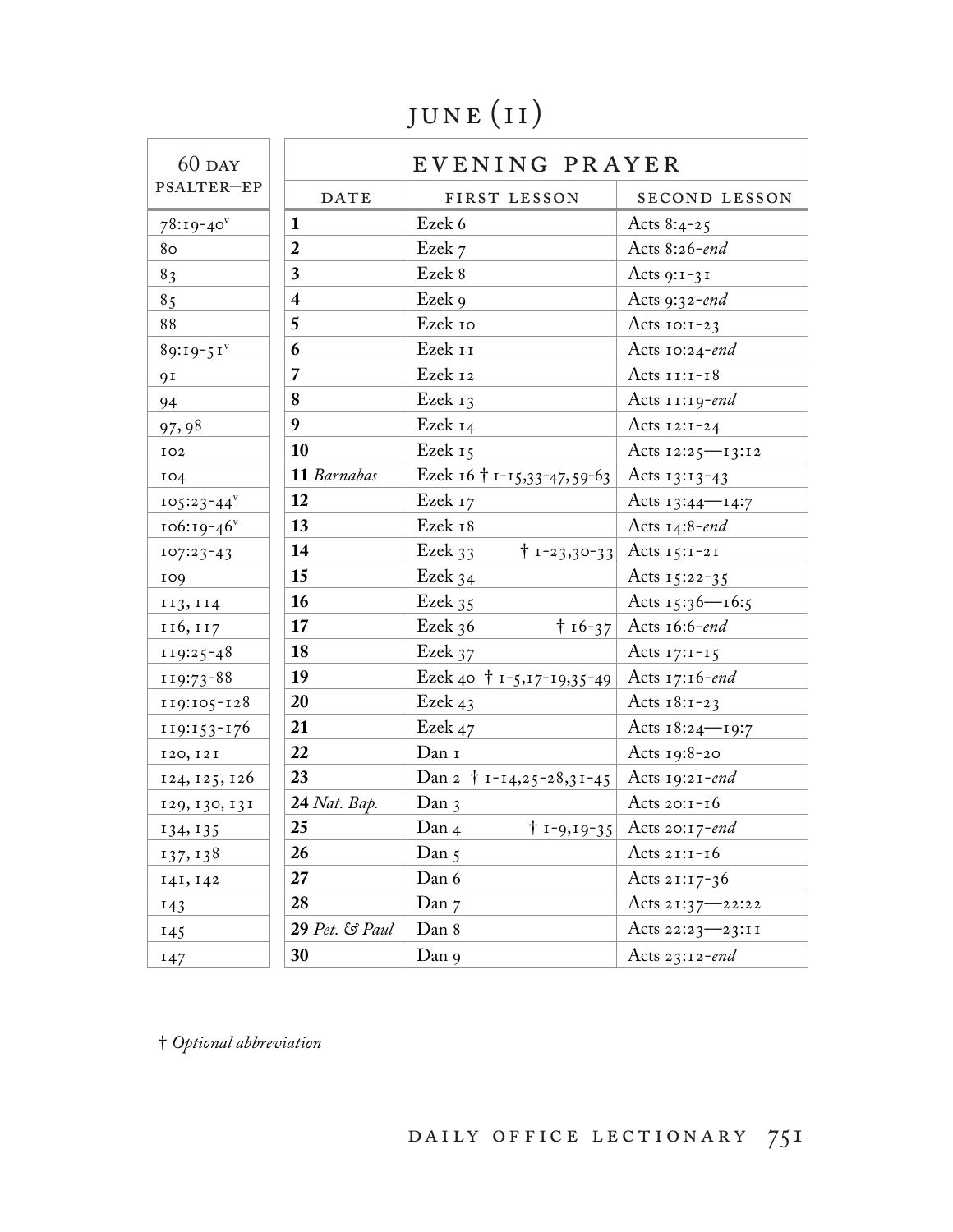# JUNE (II)

| 60 DAY PSALTER—EP | EVENING PRAYER | | |
|---|---|---|---|
| | DATE | FIRST LESSON | SECOND LESSON |
| 78:19-40[v] | **1** | Ezek 6 | Acts 8:4-25 |
| 80 | **2** | Ezek 7 | Acts 8:26-*end* |
| 83 | **3** | Ezek 8 | Acts 9:1-31 |
| 85 | **4** | Ezek 9 | Acts 9:32-*end* |
| 88 | **5** | Ezek 10 | Acts 10:1-23 |
| 89:19-51[v] | **6** | Ezek 11 | Acts 10:24-*end* |
| 91 | **7** | Ezek 12 | Acts 11:1-18 |
| 94 | **8** | Ezek 13 | Acts 11:19-*end* |
| 97, 98 | **9** | Ezek 14 | Acts 12:1-24 |
| 102 | **10** | Ezek 15 | Acts 12:25—13:12 |
| 104 | **11** *Barnabas* | Ezek 16 † 1-15,33-47, 59-63 | Acts 13:13-43 |
| 105:23-44[v] | **12** | Ezek 17 | Acts 13:44—14:7 |
| 106:19-46[v] | **13** | Ezek 18 | Acts 14:8-*end* |
| 107:23-43 | **14** | Ezek 33 † 1-23,30-33 | Acts 15:1-21 |
| 109 | **15** | Ezek 34 | Acts 15:22-35 |
| 113, 114 | **16** | Ezek 35 | Acts 15:36—16:5 |
| 116, 117 | **17** | Ezek 36 † 16-37 | Acts 16:6-*end* |
| 119:25-48 | **18** | Ezek 37 | Acts 17:1-15 |
| 119:73-88 | **19** | Ezek 40 † 1-5,17-19,35-49 | Acts 17:16-*end* |
| 119:105-128 | **20** | Ezek 43 | Acts 18:1-23 |
| 119:153-176 | **21** | Ezek 47 | Acts 18:24—19:7 |
| 120, 121 | **22** | Dan 1 | Acts 19:8-20 |
| 124, 125, 126 | **23** | Dan 2 † 1-14,25-28,31-45 | Acts 19:21-*end* |
| 129, 130, 131 | **24** *Nat. Bap.* | Dan 3 | Acts 20:1-16 |
| 134, 135 | **25** | Dan 4 † 1-9,19-35 | Acts 20:17-*end* |
| 137, 138 | **26** | Dan 5 | Acts 21:1-16 |
| 141, 142 | **27** | Dan 6 | Acts 21:17-36 |
| 143 | **28** | Dan 7 | Acts 21:37—22:22 |
| 145 | **29** *Pet. & Paul* | Dan 8 | Acts 22:23—23:11 |
| 147 | **30** | Dan 9 | Acts 23:12-*end* |

† *Optional abbreviation*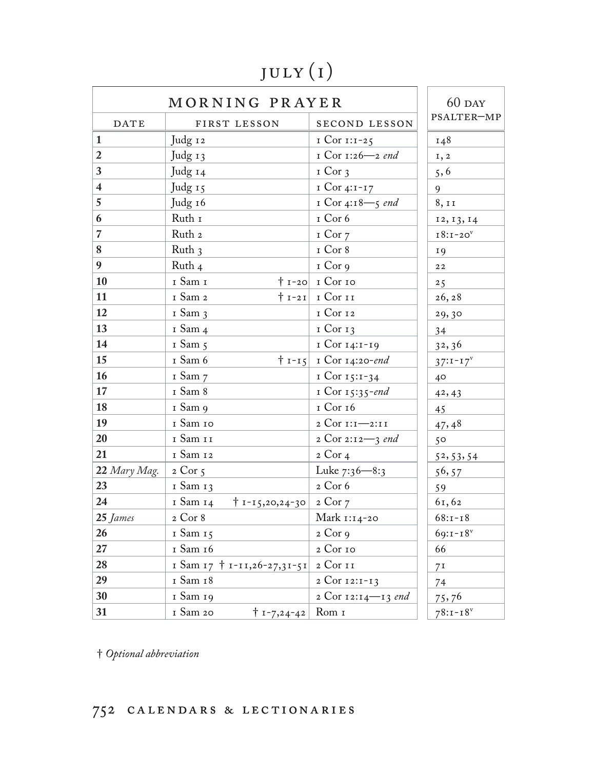# JULY (1)

| MORNING PRAYER | | | 60 DAY PSALTER—MP |
|---|---|---|---|
| DATE | FIRST LESSON | SECOND LESSON | |
| **1** | Judg 12 | 1 Cor 1:1-25 | 148 |
| **2** | Judg 13 | 1 Cor 1:26—2 *end* | 1, 2 |
| **3** | Judg 14 | 1 Cor 3 | 5, 6 |
| **4** | Judg 15 | 1 Cor 4:1-17 | 9 |
| **5** | Judg 16 | 1 Cor 4:18—5 *end* | 8, 11 |
| **6** | Ruth 1 | 1 Cor 6 | 12, 13, 14 |
| **7** | Ruth 2 | 1 Cor 7 | 18:1-20[v] |
| **8** | Ruth 3 | 1 Cor 8 | 19 |
| **9** | Ruth 4 | 1 Cor 9 | 22 |
| **10** | 1 Sam 1 † 1-20 | 1 Cor 10 | 25 |
| **11** | 1 Sam 2 † 1-21 | 1 Cor 11 | 26, 28 |
| **12** | 1 Sam 3 | 1 Cor 12 | 29, 30 |
| **13** | 1 Sam 4 | 1 Cor 13 | 34 |
| **14** | 1 Sam 5 | 1 Cor 14:1-19 | 32, 36 |
| **15** | 1 Sam 6 † 1-15 | 1 Cor 14:20-*end* | 37:1-17[v] |
| **16** | 1 Sam 7 | 1 Cor 15:1-34 | 40 |
| **17** | 1 Sam 8 | 1 Cor 15:35-*end* | 42, 43 |
| **18** | 1 Sam 9 | 1 Cor 16 | 45 |
| **19** | 1 Sam 10 | 2 Cor 1:1—2:11 | 47, 48 |
| **20** | 1 Sam 11 | 2 Cor 2:12—3 *end* | 50 |
| **21** | 1 Sam 12 | 2 Cor 4 | 52, 53, 54 |
| **22** *Mary Mag.* | 2 Cor 5 | Luke 7:36—8:3 | 56, 57 |
| **23** | 1 Sam 13 | 2 Cor 6 | 59 |
| **24** | 1 Sam 14 † 1-15,20,24-30 | 2 Cor 7 | 61, 62 |
| **25** *James* | 2 Cor 8 | Mark 1:14-20 | 68:1-18 |
| **26** | 1 Sam 15 | 2 Cor 9 | 69:1-18[v] |
| **27** | 1 Sam 16 | 2 Cor 10 | 66 |
| **28** | 1 Sam 17 † 1-11,26-27,31-51 | 2 Cor 11 | 71 |
| **29** | 1 Sam 18 | 2 Cor 12:1-13 | 74 |
| **30** | 1 Sam 19 | 2 Cor 12:14—13 *end* | 75, 76 |
| **31** | 1 Sam 20 † 1-7,24-42 | Rom 1 | 78:1-18[v] |

† *Optional abbreviation*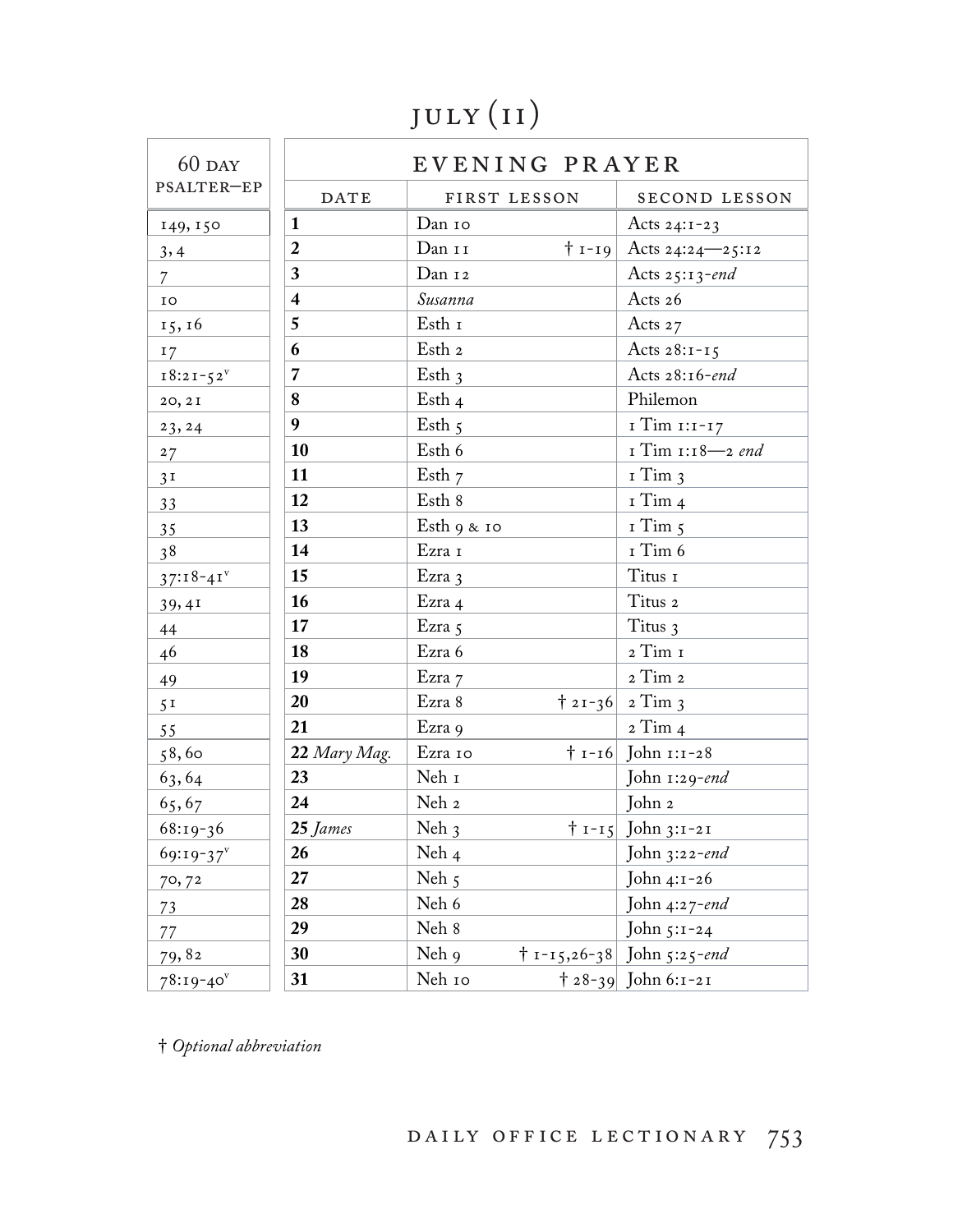# JULY (II)

| 60 DAY PSALTER—EP | EVENING PRAYER | | |
|---|---|---|---|
| | DATE | FIRST LESSON | SECOND LESSON |
| 149, 150 | **1** | Dan 10 | Acts 24:1-23 |
| 3, 4 | **2** | Dan 11 † 1-19 | Acts 24:24—25:12 |
| 7 | **3** | Dan 12 | Acts 25:13-*end* |
| 10 | **4** | *Susanna* | Acts 26 |
| 15, 16 | **5** | Esth 1 | Acts 27 |
| 17 | **6** | Esth 2 | Acts 28:1-15 |
| 18:21-52[v] | **7** | Esth 3 | Acts 28:16-*end* |
| 20, 21 | **8** | Esth 4 | Philemon |
| 23, 24 | **9** | Esth 5 | 1 Tim 1:1-17 |
| 27 | **10** | Esth 6 | 1 Tim 1:18—2 *end* |
| 31 | **11** | Esth 7 | 1 Tim 3 |
| 33 | **12** | Esth 8 | 1 Tim 4 |
| 35 | **13** | Esth 9 & 10 | 1 Tim 5 |
| 38 | **14** | Ezra 1 | 1 Tim 6 |
| 37:18-41[v] | **15** | Ezra 3 | Titus 1 |
| 39, 41 | **16** | Ezra 4 | Titus 2 |
| 44 | **17** | Ezra 5 | Titus 3 |
| 46 | **18** | Ezra 6 | 2 Tim 1 |
| 49 | **19** | Ezra 7 | 2 Tim 2 |
| 51 | **20** | Ezra 8 † 21-36 | 2 Tim 3 |
| 55 | **21** | Ezra 9 | 2 Tim 4 |
| 58, 60 | **22** *Mary Mag.* | Ezra 10 † 1-16 | John 1:1-28 |
| 63, 64 | **23** | Neh 1 | John 1:29-*end* |
| 65, 67 | **24** | Neh 2 | John 2 |
| 68:19-36 | **25** *James* | Neh 3 † 1-15 | John 3:1-21 |
| 69:19-37[v] | **26** | Neh 4 | John 3:22-*end* |
| 70, 72 | **27** | Neh 5 | John 4:1-26 |
| 73 | **28** | Neh 6 | John 4:27-*end* |
| 77 | **29** | Neh 8 | John 5:1-24 |
| 79, 82 | **30** | Neh 9 † 1-15,26-38 | John 5:25-*end* |
| 78:19-40[v] | **31** | Neh 10 † 28-39 | John 6:1-21 |

† *Optional abbreviation*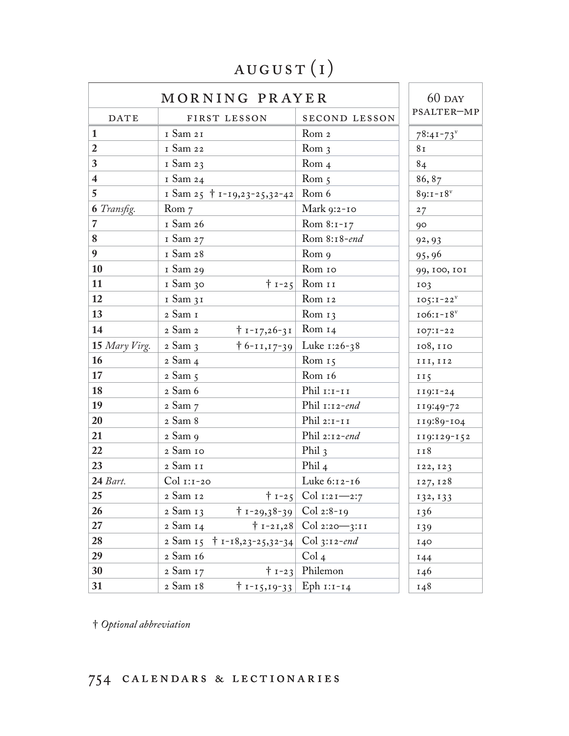# AUGUST (I)

| MORNING PRAYER | | | 60 DAY PSALTER—MP |
|---|---|---|---|
| DATE | FIRST LESSON | SECOND LESSON | |
| **1** | 1 Sam 21 | Rom 2 | 78:41-73^v |
| **2** | 1 Sam 22 | Rom 3 | 81 |
| **3** | 1 Sam 23 | Rom 4 | 84 |
| **4** | 1 Sam 24 | Rom 5 | 86, 87 |
| **5** | 1 Sam 25 † 1-19,23-25,32-42 | Rom 6 | 89:1-18^v |
| **6** *Transfig.* | Rom 7 | Mark 9:2-10 | 27 |
| **7** | 1 Sam 26 | Rom 8:1-17 | 90 |
| **8** | 1 Sam 27 | Rom 8:18-*end* | 92, 93 |
| **9** | 1 Sam 28 | Rom 9 | 95, 96 |
| **10** | 1 Sam 29 | Rom 10 | 99, 100, 101 |
| **11** | 1 Sam 30 † 1-25 | Rom 11 | 103 |
| **12** | 1 Sam 31 | Rom 12 | 105:1-22^v |
| **13** | 2 Sam 1 | Rom 13 | 106:1-18^v |
| **14** | 2 Sam 2 † 1-17,26-31 | Rom 14 | 107:1-22 |
| **15** *Mary Virg.* | 2 Sam 3 † 6-11,17-39 | Luke 1:26-38 | 108, 110 |
| **16** | 2 Sam 4 | Rom 15 | 111, 112 |
| **17** | 2 Sam 5 | Rom 16 | 115 |
| **18** | 2 Sam 6 | Phil 1:1-11 | 119:1-24 |
| **19** | 2 Sam 7 | Phil 1:12-*end* | 119:49-72 |
| **20** | 2 Sam 8 | Phil 2:1-11 | 119:89-104 |
| **21** | 2 Sam 9 | Phil 2:12-*end* | 119:129-152 |
| **22** | 2 Sam 10 | Phil 3 | 118 |
| **23** | 2 Sam 11 | Phil 4 | 122, 123 |
| **24** *Bart.* | Col 1:1-20 | Luke 6:12-16 | 127, 128 |
| **25** | 2 Sam 12 † 1-25 | Col 1:21—2:7 | 132, 133 |
| **26** | 2 Sam 13 † 1-29,38-39 | Col 2:8-19 | 136 |
| **27** | 2 Sam 14 † 1-21,28 | Col 2:20—3:11 | 139 |
| **28** | 2 Sam 15 † 1-18,23-25,32-34 | Col 3:12-*end* | 140 |
| **29** | 2 Sam 16 | Col 4 | 144 |
| **30** | 2 Sam 17 † 1-23 | Philemon | 146 |
| **31** | 2 Sam 18 † 1-15,19-33 | Eph 1:1-14 | 148 |

† *Optional abbreviation*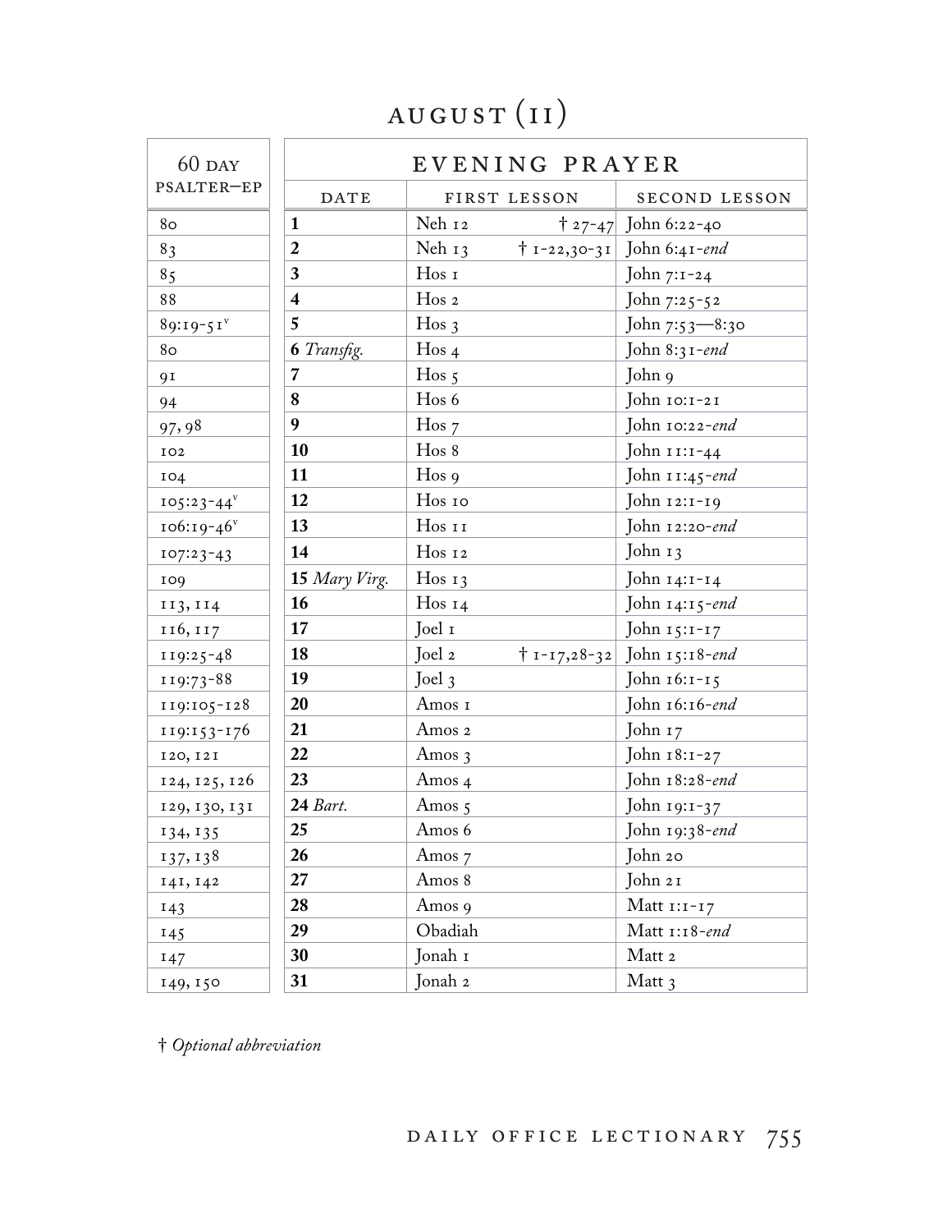# AUGUST (II)

| 60 DAY PSALTER—EP | EVENING PRAYER | | |
|---|---|---|---|
| | DATE | FIRST LESSON | SECOND LESSON |
| 80 | **1** | Neh 12 † 27-47 | John 6:22-40 |
| 83 | **2** | Neh 13 † 1-22,30-31 | John 6:41-*end* |
| 85 | **3** | Hos 1 | John 7:1-24 |
| 88 | **4** | Hos 2 | John 7:25-52 |
| 89:19-51[v] | **5** | Hos 3 | John 7:53—8:30 |
| 80 | **6** *Transfig.* | Hos 4 | John 8:31-*end* |
| 91 | **7** | Hos 5 | John 9 |
| 94 | **8** | Hos 6 | John 10:1-21 |
| 97, 98 | **9** | Hos 7 | John 10:22-*end* |
| 102 | **10** | Hos 8 | John 11:1-44 |
| 104 | **11** | Hos 9 | John 11:45-*end* |
| 105:23-44[v] | **12** | Hos 10 | John 12:1-19 |
| 106:19-46[v] | **13** | Hos 11 | John 12:20-*end* |
| 107:23-43 | **14** | Hos 12 | John 13 |
| 109 | **15** *Mary Virg.* | Hos 13 | John 14:1-14 |
| 113, 114 | **16** | Hos 14 | John 14:15-*end* |
| 116, 117 | **17** | Joel 1 | John 15:1-17 |
| 119:25-48 | **18** | Joel 2 † 1-17,28-32 | John 15:18-*end* |
| 119:73-88 | **19** | Joel 3 | John 16:1-15 |
| 119:105-128 | **20** | Amos 1 | John 16:16-*end* |
| 119:153-176 | **21** | Amos 2 | John 17 |
| 120, 121 | **22** | Amos 3 | John 18:1-27 |
| 124, 125, 126 | **23** | Amos 4 | John 18:28-*end* |
| 129, 130, 131 | **24** *Bart.* | Amos 5 | John 19:1-37 |
| 134, 135 | **25** | Amos 6 | John 19:38-*end* |
| 137, 138 | **26** | Amos 7 | John 20 |
| 141, 142 | **27** | Amos 8 | John 21 |
| 143 | **28** | Amos 9 | Matt 1:1-17 |
| 145 | **29** | Obadiah | Matt 1:18-*end* |
| 147 | **30** | Jonah 1 | Matt 2 |
| 149, 150 | **31** | Jonah 2 | Matt 3 |

† *Optional abbreviation*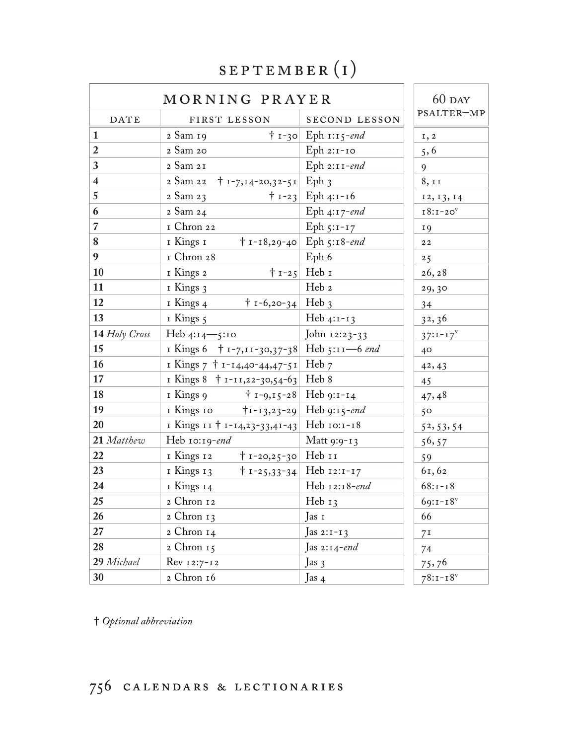# SEPTEMBER (I)

| MORNING PRAYER | | | 60 DAY PSALTER—MP |
|---|---|---|---|
| DATE | FIRST LESSON | SECOND LESSON | |
| **1** | 2 Sam 19 † 1-30 | Eph 1:15-*end* | 1, 2 |
| **2** | 2 Sam 20 | Eph 2:1-10 | 5, 6 |
| **3** | 2 Sam 21 | Eph 2:11-*end* | 9 |
| **4** | 2 Sam 22 † 1-7,14-20,32-51 | Eph 3 | 8, 11 |
| **5** | 2 Sam 23 † 1-23 | Eph 4:1-16 | 12, 13, 14 |
| **6** | 2 Sam 24 | Eph 4:17-*end* | 18:1-20[v] |
| **7** | 1 Chron 22 | Eph 5:1-17 | 19 |
| **8** | 1 Kings 1 † 1-18,29-40 | Eph 5:18-*end* | 22 |
| **9** | 1 Chron 28 | Eph 6 | 25 |
| **10** | 1 Kings 2 † 1-25 | Heb 1 | 26, 28 |
| **11** | 1 Kings 3 | Heb 2 | 29, 30 |
| **12** | 1 Kings 4 † 1-6,20-34 | Heb 3 | 34 |
| **13** | 1 Kings 5 | Heb 4:1-13 | 32, 36 |
| **14** *Holy Cross* | Heb 4:14—5:10 | John 12:23-33 | 37:1-17[v] |
| **15** | 1 Kings 6 † 1-7,11-30,37-38 | Heb 5:11—6 *end* | 40 |
| **16** | 1 Kings 7 † 1-14,40-44,47-51 | Heb 7 | 42, 43 |
| **17** | 1 Kings 8 † 1-11,22-30,54-63 | Heb 8 | 45 |
| **18** | 1 Kings 9 † 1-9,15-28 | Heb 9:1-14 | 47, 48 |
| **19** | 1 Kings 10 †1-13,23-29 | Heb 9:15-*end* | 50 |
| **20** | 1 Kings 11 † 1-14,23-33,41-43 | Heb 10:1-18 | 52, 53, 54 |
| **21** *Matthew* | Heb 10:19-*end* | Matt 9:9-13 | 56, 57 |
| **22** | 1 Kings 12 † 1-20,25-30 | Heb 11 | 59 |
| **23** | 1 Kings 13 † 1-25,33-34 | Heb 12:1-17 | 61, 62 |
| **24** | 1 Kings 14 | Heb 12:18-*end* | 68:1-18 |
| **25** | 2 Chron 12 | Heb 13 | 69:1-18[v] |
| **26** | 2 Chron 13 | Jas 1 | 66 |
| **27** | 2 Chron 14 | Jas 2:1-13 | 71 |
| **28** | 2 Chron 15 | Jas 2:14-*end* | 74 |
| **29** *Michael* | Rev 12:7-12 | Jas 3 | 75, 76 |
| **30** | 2 Chron 16 | Jas 4 | 78:1-18[v] |

† *Optional abbreviation*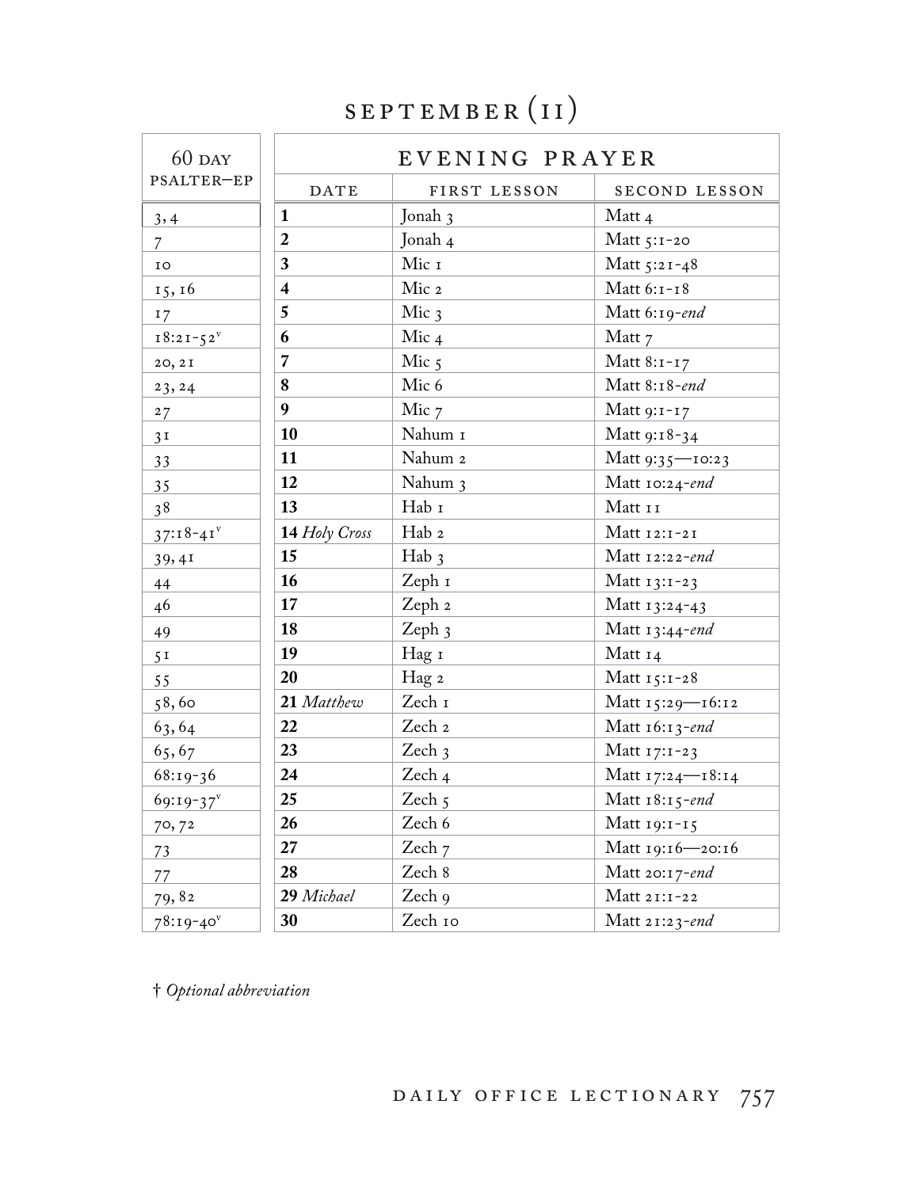# SEPTEMBER (II)

| 60 DAY PSALTER—EP | EVENING PRAYER | | |
|---|---|---|---|
| | DATE | FIRST LESSON | SECOND LESSON |
| 3, 4 | **1** | Jonah 3 | Matt 4 |
| 7 | **2** | Jonah 4 | Matt 5:1-20 |
| 10 | **3** | Mic 1 | Matt 5:21-48 |
| 15, 16 | **4** | Mic 2 | Matt 6:1-18 |
| 17 | **5** | Mic 3 | Matt 6:19-*end* |
| 18:21-52[v] | **6** | Mic 4 | Matt 7 |
| 20, 21 | **7** | Mic 5 | Matt 8:1-17 |
| 23, 24 | **8** | Mic 6 | Matt 8:18-*end* |
| 27 | **9** | Mic 7 | Matt 9:1-17 |
| 31 | **10** | Nahum 1 | Matt 9:18-34 |
| 33 | **11** | Nahum 2 | Matt 9:35—10:23 |
| 35 | **12** | Nahum 3 | Matt 10:24-*end* |
| 38 | **13** | Hab 1 | Matt 11 |
| 37:18-41[v] | **14** *Holy Cross* | Hab 2 | Matt 12:1-21 |
| 39, 41 | **15** | Hab 3 | Matt 12:22-*end* |
| 44 | **16** | Zeph 1 | Matt 13:1-23 |
| 46 | **17** | Zeph 2 | Matt 13:24-43 |
| 49 | **18** | Zeph 3 | Matt 13:44-*end* |
| 51 | **19** | Hag 1 | Matt 14 |
| 55 | **20** | Hag 2 | Matt 15:1-28 |
| 58, 60 | **21** *Matthew* | Zech 1 | Matt 15:29—16:12 |
| 63, 64 | **22** | Zech 2 | Matt 16:13-*end* |
| 65, 67 | **23** | Zech 3 | Matt 17:1-23 |
| 68:19-36 | **24** | Zech 4 | Matt 17:24—18:14 |
| 69:19-37[v] | **25** | Zech 5 | Matt 18:15-*end* |
| 70, 72 | **26** | Zech 6 | Matt 19:1-15 |
| 73 | **27** | Zech 7 | Matt 19:16—20:16 |
| 77 | **28** | Zech 8 | Matt 20:17-*end* |
| 79, 82 | **29** *Michael* | Zech 9 | Matt 21:1-22 |
| 78:19-40[v] | **30** | Zech 10 | Matt 21:23-*end* |

† *Optional abbreviation*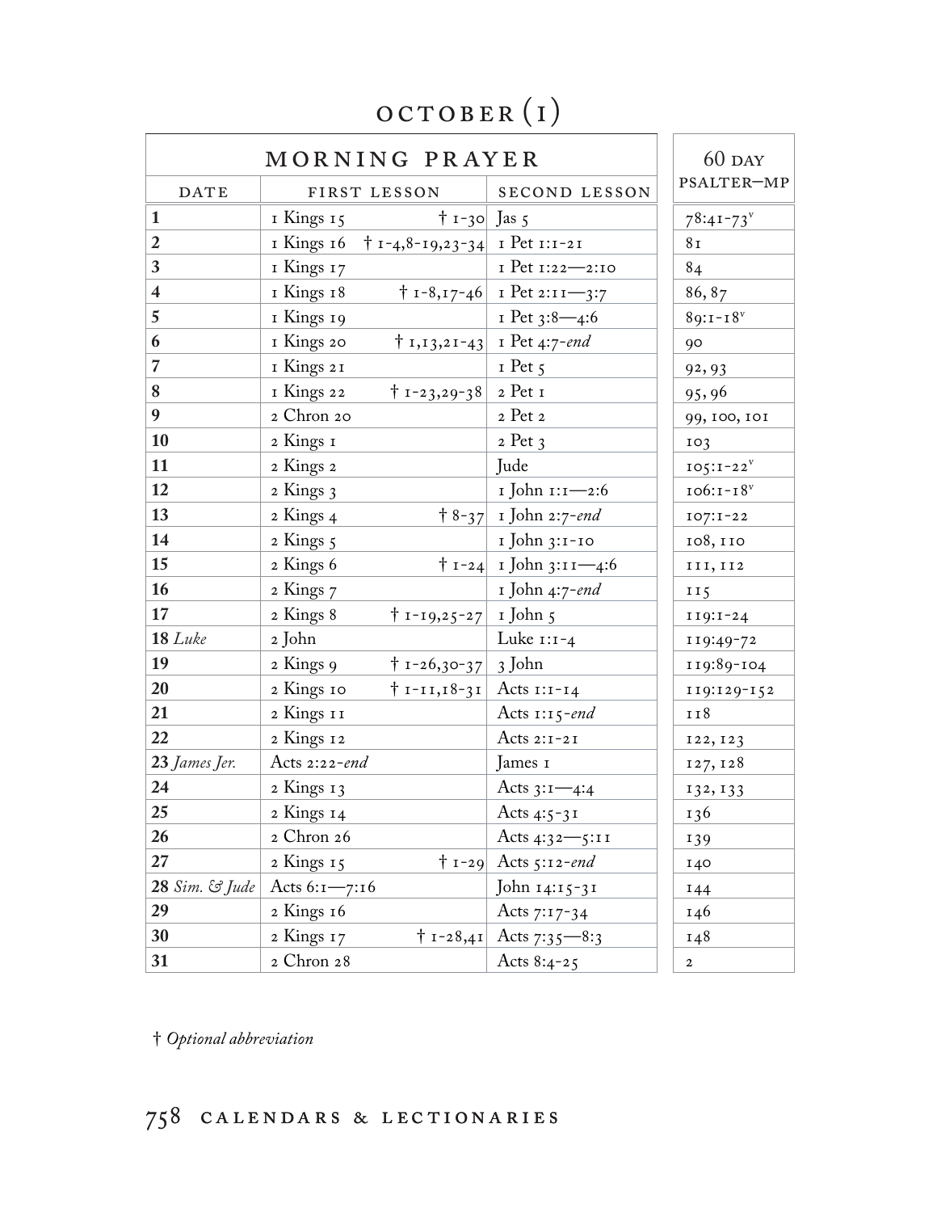# OCTOBER (1)

| MORNING PRAYER | | | | 60 DAY PSALTER—MP |
|---|---|---|---|---|
| DATE | FIRST LESSON | | SECOND LESSON | |
| **1** | 1 Kings 15 | † 1-30 | Jas 5 | 78:41-73[v] |
| **2** | 1 Kings 16 | † 1-4,8-19,23-34 | 1 Pet 1:1-21 | 81 |
| **3** | 1 Kings 17 | | 1 Pet 1:22—2:10 | 84 |
| **4** | 1 Kings 18 | † 1-8,17-46 | 1 Pet 2:11—3:7 | 86, 87 |
| **5** | 1 Kings 19 | | 1 Pet 3:8—4:6 | 89:1-18[v] |
| **6** | 1 Kings 20 | † 1,13,21-43 | 1 Pet 4:7-*end* | 90 |
| **7** | 1 Kings 21 | | 1 Pet 5 | 92, 93 |
| **8** | 1 Kings 22 | † 1-23,29-38 | 2 Pet 1 | 95, 96 |
| **9** | 2 Chron 20 | | 2 Pet 2 | 99, 100, 101 |
| **10** | 2 Kings 1 | | 2 Pet 3 | 103 |
| **11** | 2 Kings 2 | | Jude | 105:1-22[v] |
| **12** | 2 Kings 3 | | 1 John 1:1—2:6 | 106:1-18[v] |
| **13** | 2 Kings 4 | † 8-37 | 1 John 2:7-*end* | 107:1-22 |
| **14** | 2 Kings 5 | | 1 John 3:1-10 | 108, 110 |
| **15** | 2 Kings 6 | † 1-24 | 1 John 3:11—4:6 | 111, 112 |
| **16** | 2 Kings 7 | | 1 John 4:7-*end* | 115 |
| **17** | 2 Kings 8 | † 1-19,25-27 | 1 John 5 | 119:1-24 |
| **18** *Luke* | 2 John | | Luke 1:1-4 | 119:49-72 |
| **19** | 2 Kings 9 | † 1-26,30-37 | 3 John | 119:89-104 |
| **20** | 2 Kings 10 | † 1-11,18-31 | Acts 1:1-14 | 119:129-152 |
| **21** | 2 Kings 11 | | Acts 1:15-*end* | 118 |
| **22** | 2 Kings 12 | | Acts 2:1-21 | 122, 123 |
| **23** *James Jer.* | Acts 2:22-*end* | | James 1 | 127, 128 |
| **24** | 2 Kings 13 | | Acts 3:1—4:4 | 132, 133 |
| **25** | 2 Kings 14 | | Acts 4:5-31 | 136 |
| **26** | 2 Chron 26 | | Acts 4:32—5:11 | 139 |
| **27** | 2 Kings 15 | † 1-29 | Acts 5:12-*end* | 140 |
| **28** *Sim. & Jude* | Acts 6:1—7:16 | | John 14:15-31 | 144 |
| **29** | 2 Kings 16 | | Acts 7:17-34 | 146 |
| **30** | 2 Kings 17 | † 1-28,41 | Acts 7:35—8:3 | 148 |
| **31** | 2 Chron 28 | | Acts 8:4-25 | 2 |

† *Optional abbreviation*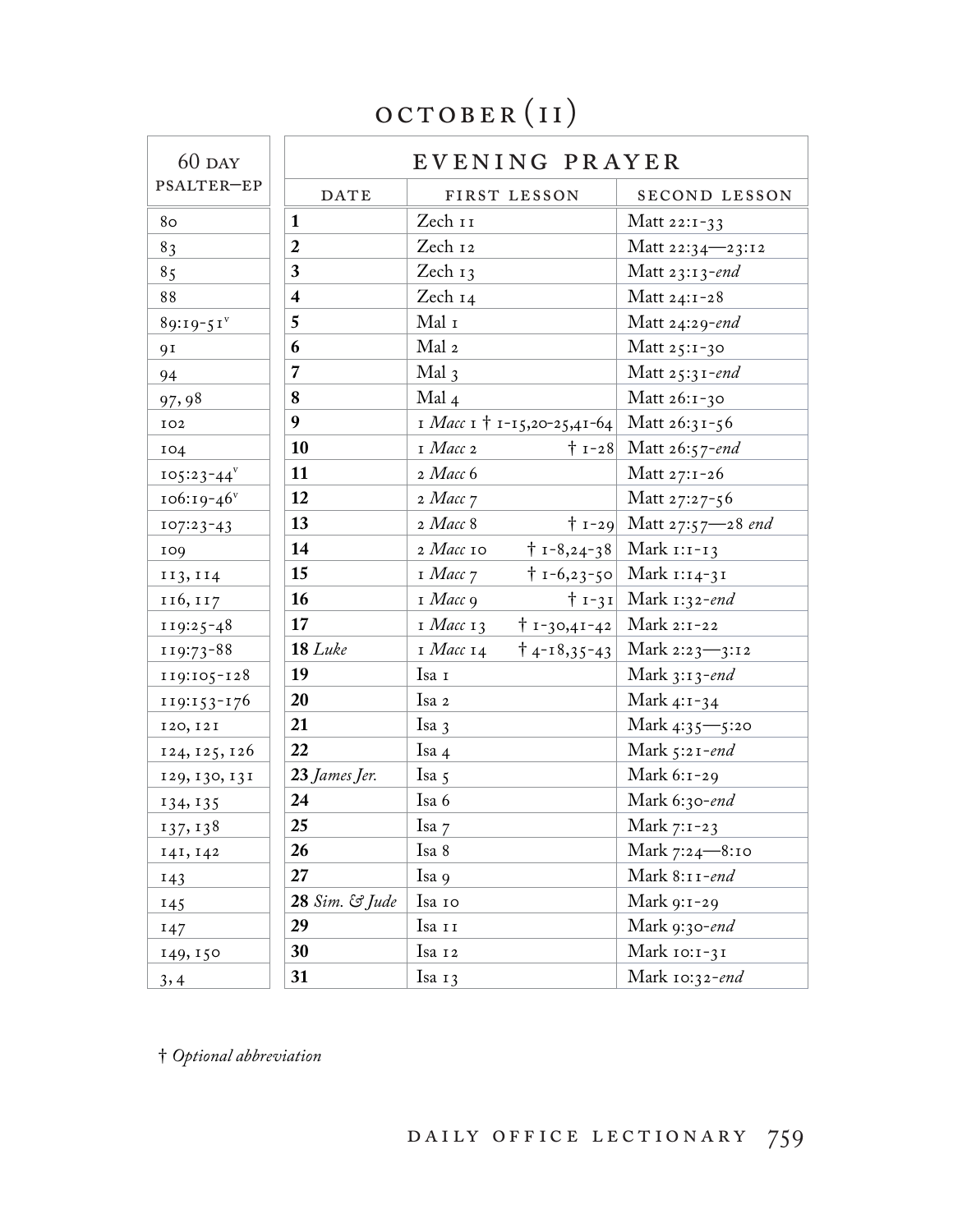# OCTOBER (II)

| 60 DAY PSALTER—EP | EVENING PRAYER | | |
|---|---|---|---|
| | DATE | FIRST LESSON | SECOND LESSON |
| 80 | **1** | Zech 11 | Matt 22:1-33 |
| 83 | **2** | Zech 12 | Matt 22:34—23:12 |
| 85 | **3** | Zech 13 | Matt 23:13-*end* |
| 88 | **4** | Zech 14 | Matt 24:1-28 |
| 89:19-51[v] | **5** | Mal 1 | Matt 24:29-*end* |
| 91 | **6** | Mal 2 | Matt 25:1-30 |
| 94 | **7** | Mal 3 | Matt 25:31-*end* |
| 97, 98 | **8** | Mal 4 | Matt 26:1-30 |
| 102 | **9** | 1 *Macc* 1 † 1-15,20-25,41-64 | Matt 26:31-56 |
| 104 | **10** | 1 *Macc* 2 † 1-28 | Matt 26:57-*end* |
| 105:23-44[v] | **11** | 2 *Macc* 6 | Matt 27:1-26 |
| 106:19-46[v] | **12** | 2 *Macc* 7 | Matt 27:27-56 |
| 107:23-43 | **13** | 2 *Macc* 8 † 1-29 | Matt 27:57—28 *end* |
| 109 | **14** | 2 *Macc* 10 † 1-8,24-38 | Mark 1:1-13 |
| 113, 114 | **15** | 1 *Macc* 7 † 1-6,23-50 | Mark 1:14-31 |
| 116, 117 | **16** | 1 *Macc* 9 † 1-31 | Mark 1:32-*end* |
| 119:25-48 | **17** | 1 *Macc* 13 † 1-30,41-42 | Mark 2:1-22 |
| 119:73-88 | **18** *Luke* | 1 *Macc* 14 † 4-18,35-43 | Mark 2:23—3:12 |
| 119:105-128 | **19** | Isa 1 | Mark 3:13-*end* |
| 119:153-176 | **20** | Isa 2 | Mark 4:1-34 |
| 120, 121 | **21** | Isa 3 | Mark 4:35—5:20 |
| 124, 125, 126 | **22** | Isa 4 | Mark 5:21-*end* |
| 129, 130, 131 | **23** *James Jer.* | Isa 5 | Mark 6:1-29 |
| 134, 135 | **24** | Isa 6 | Mark 6:30-*end* |
| 137, 138 | **25** | Isa 7 | Mark 7:1-23 |
| 141, 142 | **26** | Isa 8 | Mark 7:24—8:10 |
| 143 | **27** | Isa 9 | Mark 8:11-*end* |
| 145 | **28** *Sim. & Jude* | Isa 10 | Mark 9:1-29 |
| 147 | **29** | Isa 11 | Mark 9:30-*end* |
| 149, 150 | **30** | Isa 12 | Mark 10:1-31 |
| 3, 4 | **31** | Isa 13 | Mark 10:32-*end* |

† *Optional abbreviation*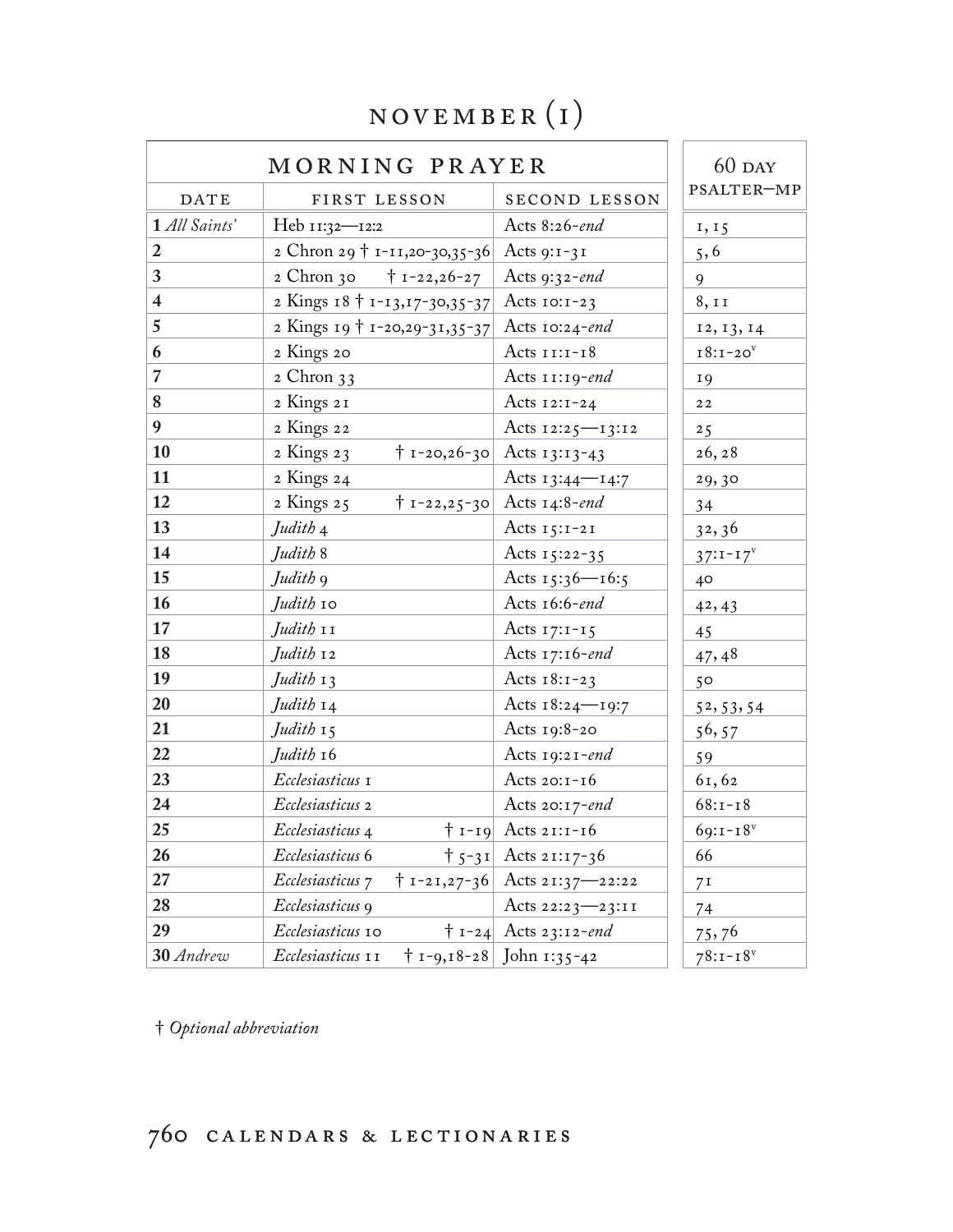# NOVEMBER (I)

| MORNING PRAYER | | | 60 DAY PSALTER—MP |
|---|---|---|---|
| DATE | FIRST LESSON | SECOND LESSON | |
| **1** *All Saints'* | Heb 11:32—12:2 | Acts 8:26-*end* | 1, 15 |
| **2** | 2 Chron 29 † 1-11,20-30,35-36 | Acts 9:1-31 | 5, 6 |
| **3** | 2 Chron 30 † 1-22,26-27 | Acts 9:32-*end* | 9 |
| **4** | 2 Kings 18 † 1-13,17-30,35-37 | Acts 10:1-23 | 8, 11 |
| **5** | 2 Kings 19 † 1-20,29-31,35-37 | Acts 10:24-*end* | 12, 13, 14 |
| **6** | 2 Kings 20 | Acts 11:1-18 | 18:1-20[v] |
| **7** | 2 Chron 33 | Acts 11:19-*end* | 19 |
| **8** | 2 Kings 21 | Acts 12:1-24 | 22 |
| **9** | 2 Kings 22 | Acts 12:25—13:12 | 25 |
| **10** | 2 Kings 23 † 1-20,26-30 | Acts 13:13-43 | 26, 28 |
| **11** | 2 Kings 24 | Acts 13:44—14:7 | 29, 30 |
| **12** | 2 Kings 25 † 1-22,25-30 | Acts 14:8-*end* | 34 |
| **13** | *Judith* 4 | Acts 15:1-21 | 32, 36 |
| **14** | *Judith* 8 | Acts 15:22-35 | 37:1-17[v] |
| **15** | *Judith* 9 | Acts 15:36—16:5 | 40 |
| **16** | *Judith* 10 | Acts 16:6-*end* | 42, 43 |
| **17** | *Judith* 11 | Acts 17:1-15 | 45 |
| **18** | *Judith* 12 | Acts 17:16-*end* | 47, 48 |
| **19** | *Judith* 13 | Acts 18:1-23 | 50 |
| **20** | *Judith* 14 | Acts 18:24—19:7 | 52, 53, 54 |
| **21** | *Judith* 15 | Acts 19:8-20 | 56, 57 |
| **22** | *Judith* 16 | Acts 19:21-*end* | 59 |
| **23** | *Ecclesiasticus* 1 | Acts 20:1-16 | 61, 62 |
| **24** | *Ecclesiasticus* 2 | Acts 20:17-*end* | 68:1-18 |
| **25** | *Ecclesiasticus* 4 † 1-19 | Acts 21:1-16 | 69:1-18[v] |
| **26** | *Ecclesiasticus* 6 † 5-31 | Acts 21:17-36 | 66 |
| **27** | *Ecclesiasticus* 7 † 1-21,27-36 | Acts 21:37—22:22 | 71 |
| **28** | *Ecclesiasticus* 9 | Acts 22:23—23:11 | 74 |
| **29** | *Ecclesiasticus* 10 † 1-24 | Acts 23:12-*end* | 75, 76 |
| **30** *Andrew* | *Ecclesiasticus* 11 † 1-9,18-28 | John 1:35-42 | 78:1-18[v] |

† *Optional abbreviation*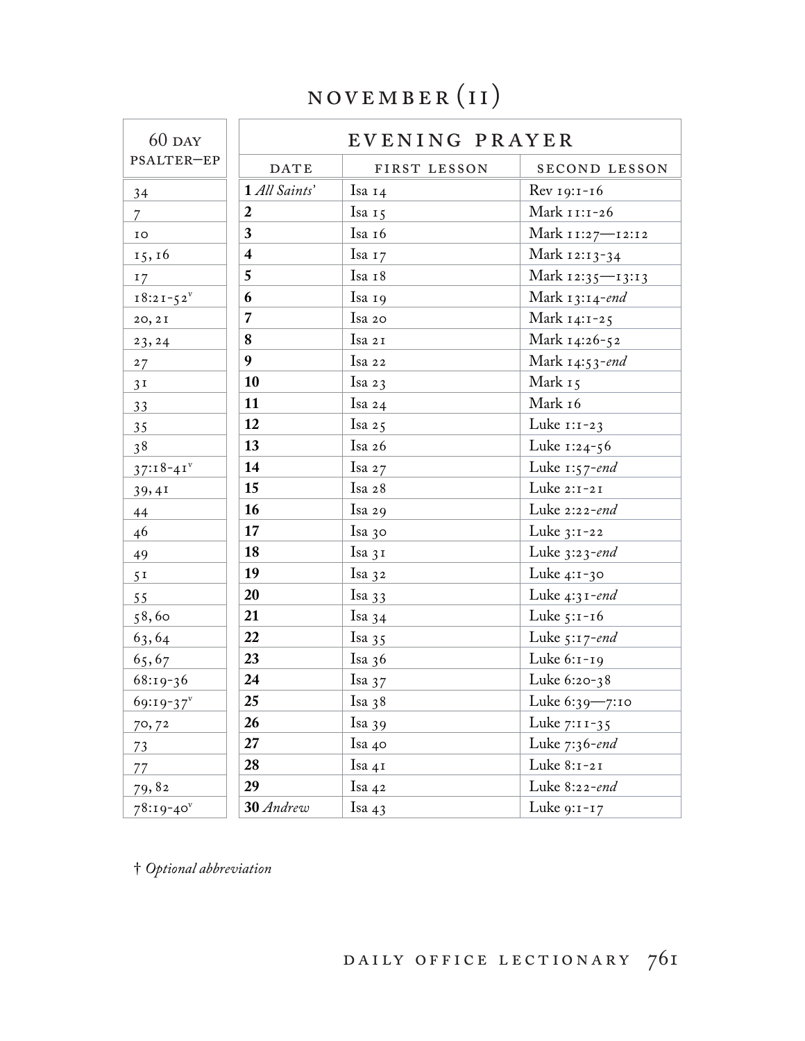# NOVEMBER (II)

| 60 DAY PSALTER—EP | EVENING PRAYER | | |
|---|---|---|---|
| | DATE | FIRST LESSON | SECOND LESSON |
| 34 | **1** *All Saints'* | Isa 14 | Rev 19:1-16 |
| 7 | **2** | Isa 15 | Mark 11:1-26 |
| 10 | **3** | Isa 16 | Mark 11:27—12:12 |
| 15, 16 | **4** | Isa 17 | Mark 12:13-34 |
| 17 | **5** | Isa 18 | Mark 12:35—13:13 |
| 18:21-52ᵛ | **6** | Isa 19 | Mark 13:14-*end* |
| 20, 21 | **7** | Isa 20 | Mark 14:1-25 |
| 23, 24 | **8** | Isa 21 | Mark 14:26-52 |
| 27 | **9** | Isa 22 | Mark 14:53-*end* |
| 31 | **10** | Isa 23 | Mark 15 |
| 33 | **11** | Isa 24 | Mark 16 |
| 35 | **12** | Isa 25 | Luke 1:1-23 |
| 38 | **13** | Isa 26 | Luke 1:24-56 |
| 37:18-41ᵛ | **14** | Isa 27 | Luke 1:57-*end* |
| 39, 41 | **15** | Isa 28 | Luke 2:1-21 |
| 44 | **16** | Isa 29 | Luke 2:22-*end* |
| 46 | **17** | Isa 30 | Luke 3:1-22 |
| 49 | **18** | Isa 31 | Luke 3:23-*end* |
| 51 | **19** | Isa 32 | Luke 4:1-30 |
| 55 | **20** | Isa 33 | Luke 4:31-*end* |
| 58, 60 | **21** | Isa 34 | Luke 5:1-16 |
| 63, 64 | **22** | Isa 35 | Luke 5:17-*end* |
| 65, 67 | **23** | Isa 36 | Luke 6:1-19 |
| 68:19-36 | **24** | Isa 37 | Luke 6:20-38 |
| 69:19-37ᵛ | **25** | Isa 38 | Luke 6:39—7:10 |
| 70, 72 | **26** | Isa 39 | Luke 7:11-35 |
| 73 | **27** | Isa 40 | Luke 7:36-*end* |
| 77 | **28** | Isa 41 | Luke 8:1-21 |
| 79, 82 | **29** | Isa 42 | Luke 8:22-*end* |
| 78:19-40ᵛ | **30** *Andrew* | Isa 43 | Luke 9:1-17 |

† *Optional abbreviation*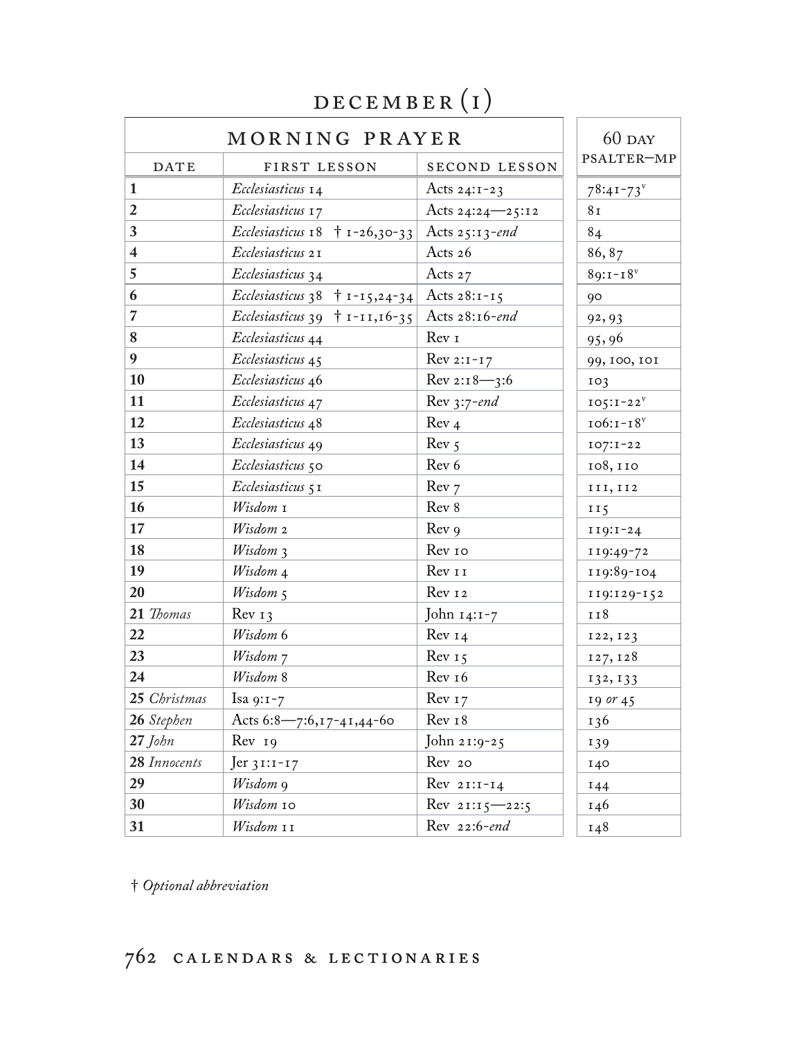# DECEMBER (1)

| MORNING PRAYER | | | 60 DAY PSALTER—MP |
|---|---|---|---|
| DATE | FIRST LESSON | SECOND LESSON | |
| **1** | *Ecclesiasticus* 14 | Acts 24:1-23 | 78:41-73[v] |
| **2** | *Ecclesiasticus* 17 | Acts 24:24—25:12 | 81 |
| **3** | *Ecclesiasticus* 18 † 1-26,30-33 | Acts 25:13-*end* | 84 |
| **4** | *Ecclesiasticus* 21 | Acts 26 | 86, 87 |
| **5** | *Ecclesiasticus* 34 | Acts 27 | 89:1-18[v] |
| **6** | *Ecclesiasticus* 38 † 1-15,24-34 | Acts 28:1-15 | 90 |
| **7** | *Ecclesiasticus* 39 † 1-11,16-35 | Acts 28:16-*end* | 92, 93 |
| **8** | *Ecclesiasticus* 44 | Rev 1 | 95, 96 |
| **9** | *Ecclesiasticus* 45 | Rev 2:1-17 | 99, 100, 101 |
| **10** | *Ecclesiasticus* 46 | Rev 2:18—3:6 | 103 |
| **11** | *Ecclesiasticus* 47 | Rev 3:7-*end* | 105:1-22[v] |
| **12** | *Ecclesiasticus* 48 | Rev 4 | 106:1-18[v] |
| **13** | *Ecclesiasticus* 49 | Rev 5 | 107:1-22 |
| **14** | *Ecclesiasticus* 50 | Rev 6 | 108, 110 |
| **15** | *Ecclesiasticus* 51 | Rev 7 | 111, 112 |
| **16** | *Wisdom* 1 | Rev 8 | 115 |
| **17** | *Wisdom* 2 | Rev 9 | 119:1-24 |
| **18** | *Wisdom* 3 | Rev 10 | 119:49-72 |
| **19** | *Wisdom* 4 | Rev 11 | 119:89-104 |
| **20** | *Wisdom* 5 | Rev 12 | 119:129-152 |
| **21** *Thomas* | Rev 13 | John 14:1-7 | 118 |
| **22** | *Wisdom* 6 | Rev 14 | 122, 123 |
| **23** | *Wisdom* 7 | Rev 15 | 127, 128 |
| **24** | *Wisdom* 8 | Rev 16 | 132, 133 |
| **25** *Christmas* | Isa 9:1-7 | Rev 17 | 19 *or* 45 |
| **26** *Stephen* | Acts 6:8—7:6,17-41,44-60 | Rev 18 | 136 |
| **27** *John* | Rev 19 | John 21:9-25 | 139 |
| **28** *Innocents* | Jer 31:1-17 | Rev 20 | 140 |
| **29** | *Wisdom* 9 | Rev 21:1-14 | 144 |
| **30** | *Wisdom* 10 | Rev 21:15—22:5 | 146 |
| **31** | *Wisdom* 11 | Rev 22:6-*end* | 148 |

† *Optional abbreviation*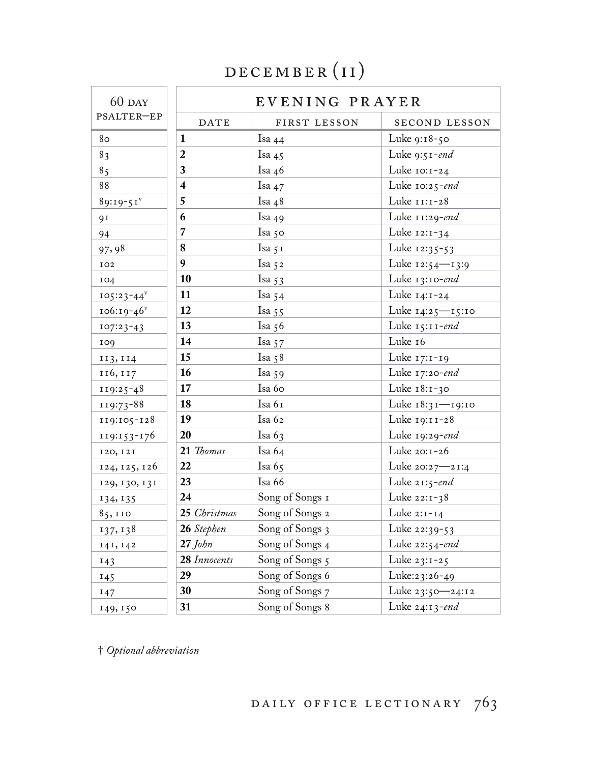# DECEMBER (II)

| 60 DAY PSALTER—EP | EVENING PRAYER | | |
|---|---|---|---|
| | DATE | FIRST LESSON | SECOND LESSON |
| 80 | **1** | Isa 44 | Luke 9:18-50 |
| 83 | **2** | Isa 45 | Luke 9:51-*end* |
| 85 | **3** | Isa 46 | Luke 10:1-24 |
| 88 | **4** | Isa 47 | Luke 10:25-*end* |
| 89:19-51[v] | **5** | Isa 48 | Luke 11:1-28 |
| 91 | **6** | Isa 49 | Luke 11:29-*end* |
| 94 | **7** | Isa 50 | Luke 12:1-34 |
| 97, 98 | **8** | Isa 51 | Luke 12:35-53 |
| 102 | **9** | Isa 52 | Luke 12:54—13:9 |
| 104 | **10** | Isa 53 | Luke 13:10-*end* |
| 105:23-44[v] | **11** | Isa 54 | Luke 14:1-24 |
| 106:19-46[v] | **12** | Isa 55 | Luke 14:25—15:10 |
| 107:23-43 | **13** | Isa 56 | Luke 15:11-*end* |
| 109 | **14** | Isa 57 | Luke 16 |
| 113, 114 | **15** | Isa 58 | Luke 17:1-19 |
| 116, 117 | **16** | Isa 59 | Luke 17:20-*end* |
| 119:25-48 | **17** | Isa 60 | Luke 18:1-30 |
| 119:73-88 | **18** | Isa 61 | Luke 18:31—19:10 |
| 119:105-128 | **19** | Isa 62 | Luke 19:11-28 |
| 119:153-176 | **20** | Isa 63 | Luke 19:29-*end* |
| 120, 121 | **21** *Thomas* | Isa 64 | Luke 20:1-26 |
| 124, 125, 126 | **22** | Isa 65 | Luke 20:27—21:4 |
| 129, 130, 131 | **23** | Isa 66 | Luke 21:5-*end* |
| 134, 135 | **24** | Song of Songs 1 | Luke 22:1-38 |
| 85, 110 | **25** *Christmas* | Song of Songs 2 | Luke 2:1-14 |
| 137, 138 | **26** *Stephen* | Song of Songs 3 | Luke 22:39-53 |
| 141, 142 | **27** *John* | Song of Songs 4 | Luke 22:54-*end* |
| 143 | **28** *Innocents* | Song of Songs 5 | Luke 23:1-25 |
| 145 | **29** | Song of Songs 6 | Luke:23:26-49 |
| 147 | **30** | Song of Songs 7 | Luke 23:50—24:12 |
| 149, 150 | **31** | Song of Songs 8 | Luke 24:13-*end* |

† *Optional abbreviation*